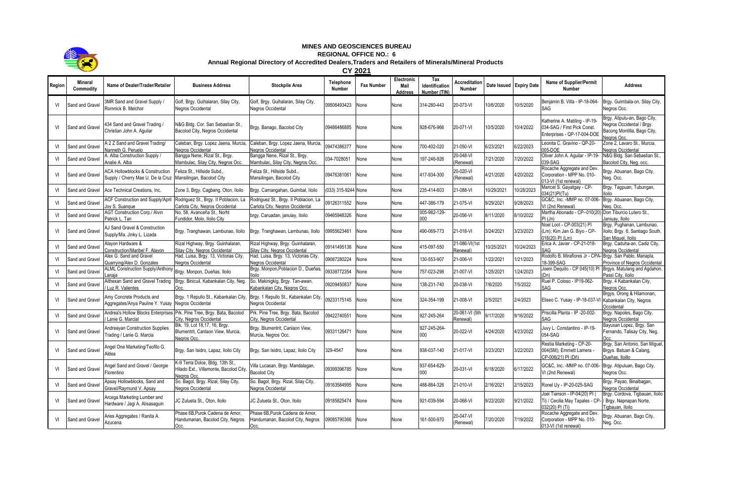# MINES AND GEOSCIENCES BUREAU

## REGIONAL OFFICE NO.: 6

### Annual Regional Directory of Accredited Dealers,Traders and Retailers of Minerals/Mineral Products

### CY 2021

| Region | Mineral Commodity | Name of Dealer/Trader/Retailer | Business Address | Stockpile Area | Telephone Number | Fax Number | Electronic Mail Address | Tax Identification Number (TIN) | Accreditation Number | Date Issued | Expiry Date | Name of Supplier/Permit Number | Address |
|---|---|---|---|---|---|---|---|---|---|---|---|---|---|
| VI | Sand and Gravel | 3MR Sand and Gravel Supply / Romnick B. Melchor | Golf, Brgy. Guihalaran, Silay City, Negros Occidental | Golf, Brgy. Guihalaran, Silay City, Negros Occidental | 09506493423 | None | None | 314-280-443 | 20-073-VI | 10/6/2020 | 10/5/2020 | Benjamin B. Villa - IP-18-064-SAG | Brgy. Guimbala-on, Silay City, Negros Occ. |
| VI | Sand and Gravel | 434 Sand and Gravel Trading / Christian John A. Aguilar | N&G Bldg. Cor. San Sebastian St., Bacolod City, Negros Occidental | Brgy. Banago, Bacolod City | 09486486885 | None | None | 928-676-966 | 20-071-VI | 10/5/2020 | 10/4/2022 | Katherine A. Matiling - IP-19-034-SAG / First Pick Const. Enterprises - QP-17-004-DOE | Brgy. Atipulu-an, Bago City, Negros Occidental / Brgy. Bacong Montilla, Bago City, Negros Occ. |
| VI | Sand and Gravel | A 2 Z Sand and Gravel Trading/ Nanneth G. Peruelo | Caleban, Brgy. Lopez Jaena, Murcia, Negros Occidental | Caleban, Brgy. Lopez Jaena, Murcia, Negros Occidental | 09474386377 | None | None | 700-402-020 | 21-050-VI | 6/23/2021 | 6/22/2023 | Leonita C. Gravino - QP-20-005-DOE | Zone 2, Lavaro St., Murcia, Negros Occidental |
| VI | Sand and Gravel | A. Alba Construction Supply / Analie A. Alba | Bangga Nene, Rizal St., Brgy. Mambulac, Silay City, Negros Occ. | Bangga Nene, Rizal St., Brgy. Mambulac, Silay City, Negros Occ. | 034-7028051 | None | None | 197-246-926 | 20-048-VI (Renewal) | 7/21/2020 | 7/20/2022 | Oliver John A. Aguilar - IP-19-039-SAG | N&G Bldg. San Sebastian St., Bacolod City, Neg. occ. |
| VI | Sand and Gravel | ACA Hollowblocks & Construction Supply / Cherry Mae U. De la Cruz | Feliza St., Hillside Subd., Mansilingan, Bacolod City | Feliza St., Hillside Subd., Mansilingan, Bacolod City | 09476381061 | None | None | 417-934-300 | 20-020-VI (Renewal) | 4/21/2020 | 4/20/2022 | Rocache Aggregate and Dev. Corporation - MPP No. 010-013-VI (1st renewal) | Brgy. Abuanan, Bago City, Neg. Occ. |
| VI | Sand and Gravel | Ace Technical Creations, Inc. | Zone 3, Brgy. Cagbang, Oton, Iloilo | Brgy. Camangahan, Guimbal, Iloilo | (033) 315-9244 | None | None | 235-414-603 | 21-088-VI | 10/29/2021 | 10/28/2023 | Maricel S. Gayatgay - CP-034(21)PI(Tu) | Brgy. Tagpuan, Tubungan, Iloilo |
| VI | Sand and Gravel | ACF Construction and Supply/April Joy S. Suangue | Rodriguez St., Brgy. II Poblacion, La Carlota City, Negros Occidental | Rodriguez St., Brgy. II Poblacion, La Carlota City, Negros Occidental | 09126311552 | None | None | 447-386-179 | 21-075-VI | 9/29/2021 | 9/28/2023 | GC&C, Inc. -MMP no. 07-006-VI (2nd Renewal) | Brgy. Abuanan, Bago City, Neg. Occ. |
| VI | Sand and Gravel | AGT Construction Corp./ Alvin Patrick L. Tan | No. 58, Avanceña St., Norht Fundidor, Molo, Iloilo City | brgy. Caruadan, januiay, Iloilo | 09465948326 | None | None | 005-982-129-000 | 20-056-VI | 8/11/2020 | 8/10/2022 | Martha Abonado - CP--010(20) PI (Jn) | Don Tiburcio Lutero St., Janiuay, Iloilo |
| VI | Sand and Gravel | AJ Sand Gravel & Construction Supply/Ma. Jinky L. Lizada | Brgy. Tranghawan, Lambunao, Iloilo | Brgy. Tranghawan, Lambunao, Iloilo | 09955623461 | None | None | 490-069-773 | 21-018-VI | 3/24/2021 | 3/23/2023 | Noel Loot - CP-003(21) PI (Lm); Kim Jan G. Biyo - CP-018(20) PI (Lm) | Brgy. Pughanan, Lambunao, Iloilo; Brgy. 6, Santiago South, San Miguel, Iloilo |
| VI | Sand and Gravel | Alayon Hardware & Construction/Maribel F. Alayon | Rizal Highway, Brgy. Guinhalaran, Silay City, Negros Occidental | Rizal Highway, Brgy. Guinhalaran, Silay City, Negros Occidental | 09141495138 | None | None | 415-097-550 | 21-086-VI(1st Renewal) | 10/25/2021 | 10/24/2023 | Erica A. Javier - CP-21-018-SAG | Brgy. Caduha-an, Cadiz City, Negros Occidental |
| VI | Sand and Gravel | Alex G. Sand and Gravel Quarrying/Alex D. Gonzales | Had. Luisa, Brgy. 13, Victorias City, Negros Occidental | Had. Luisa, Brgy. 13, Victorias City, Negros Occidental | 09087280224 | None | None | 130-553-907 | 21-006-VI | 1/22/2021 | 1/21/2023 | Rodolfo B. Miraflores Jr - CPA-18-399-SAG | Brgy. San Pablo, Manapla, Province of Negros Occidental |
| VI | Sand and Gravel | ALML Construction Supply/Anthony Lanaja | Brgy. Monpon, Dueñas, Iloilo | Brgy. Monpon,Poblacion D., Dueñas, Iloilo | 09338772354 | None | None | 757-023-298 | 21-007-VI | 1/25/2021 | 1/24/2023 | Joem Dequito - CP 045(10) PI (Dn) | Brgys. Matulang and Agdahon, Passi City, Iloilo |
| VI | Sand and Gravel | Althexan Sand and Gravel Trading / Luz R. Valientes | Brgy. Binicuil, Kabankalan City, Neg. Occ. | So. Makinigkig, Brgy. Tan-awan, Kabankalan City, Negros Occ. | 09209450837 | None | None | 138-231-740 | 20-038-VI | 7/6/2020 | 7/5/2022 | Ruel P. Coloso - IP19-062-SAG | Brgy. 4 Kabankalan City, Negros Occ. |
| VI | Sand and Gravel | Amy Concrete Products and Aggregates/Areva Pauline Y. Yusay | Brgy. 1 Repullo St., Kabankalan City, Negros Occidental | Brgy. 1 Repullo St., Kabankalan City, Negros Occidental | 09233175145 | None | None | 324-354-199 | 21-008-VI | 2/5/2021 | 2/4/2023 | Eliseo C. Yusay - IP-18-037-VI | Brgys. Orong & Hilamonan, Kabankalan City, Negros Occidental |
| VI | Sand and Gravel | Andrea's Hollow Blocks Enterprises / Lanie G. Marcial | Prk. Pine Tree, Brgy. Bata, Bacolod City, Negros Occidental | Prk. Pine Tree, Brgy. Bata, Bacolod City, Negros Occidental | 09422740551 | None | None | 927-245-264 | 20-061-VI (5th Renewal) | 9/17/2020 | 9/16/2022 | Priscilla Planta - IP -20-002-SAG | Brgy. Napoles, Bago City, Negros Occidental |
| VI | Sand and Gravel | Andreayan Construction Supplies Trading / Lanie G. Marcia | Blk. 19, Lot 18,17, 16, Brgy. Blumentrit, Canlaon View, Murcia, Negros Occ. | Brgy. Blumentrit, Canlaon View, Murcia, Negros Occ. | 09331126471 | None | None | 927-245-264-000 | 20-022-VI | 4/24/2020 | 4/23/2022 | Juvy L. Constantino - IP-19-054-SAG | Bayusan Lopez, Brgy. San Fernando, Talisay City, Neg. Occ. |
| VI | Sand and Gravel | Angel One Marketing/Teofilo G. Aldea | Brgy. San Isidro, Lapaz, Iloilo City | Brgy. San Isidro, Lapaz, Iloilo City | 329-4547 | None | None | 938-037-140 | 21-017-VI | 3/23/2021 | 3/22/2023 | Restia Marketing - CP-20-004(SM); Emmett Lamera - CP-006(21) PI (Dñ) | Brgy. San Antonio, San Miguel, Brgys. Batuan & Calang, Dueñas, Ilolilo |
| VI | Sand and Gravel | Angel Sand and Gravel / Georgie Florentino | K-9 Terra Dolce, Bldg. 13th St., Hilado Ext., Villamonte, Bacolod City, Negros Occ. | Villa Lucasan, Brgy. Mandalagan, Bacolod City | 09399396785 | None | None | 937-654-629-000 | 20-031-VI | 6/18/2020 | 6/17/2022 | GC&C, Inc. -MMP no. 07-006-VI (2nd Renewal) | Brgy. Atipuluan, Bago City, Negros Occ. |
| VI | Sand and Gravel | Apsay Hollowblocks, Sand and Gravel/Raymund V. Apsay | So. Bagol, Brgy. Rizal, Silay City, Negros Occidental | So. Bagol, Brgy. Rizal, Silay City, Negros Occidental | 09163584995 | None | None | 488-884-326 | 21-010-VI | 2/16/2021 | 2/15/2023 | Ronel Uy - IP-20-025-SAG | Brgy. Payao, Binalbagan, Negros Occidental |
| VI | Sand and Gravel | Arcega Marketing Lumber and Hardware / Jagi A. Alisasaguin | JC Zulueta St., Oton, Iloilo | JC Zulueta St., Oton, Iloilo | 09185825474 | None | None | 921-039-594 | 20-068-VI | 9/22/2020 | 9/21/2022 | Joel Tianson - IP-04(20) PI ( Ti) / Cecilia May Tapales - CP-032(20) PI (Ti) | Brgy. Cordova, Tigbauan, Iloilo / Brgy. Napnapan Norte, Tigbauan, Iloilo |
| VI | Sand and Gravel | Aries Aggregates / Ranita A. Azucena | Phase 6B,Purok Cadena de Amor, Handumanan, Bacolod City, Negros Occ. | Phase 6B,Purok Cadena de Amor, Handumanan, Bacolod City, Negros Occ. | 09085790366 | None | None | 161-500-970 | 20-047-VI (Renewal) | 7/20/2020 | 7/19/2022 | Rocache Aggregate and Dev. Corporation - MPP No. 010-013-VI (1st renewal) | Brgy. Abuanan, Bago City, Neg. Occ. |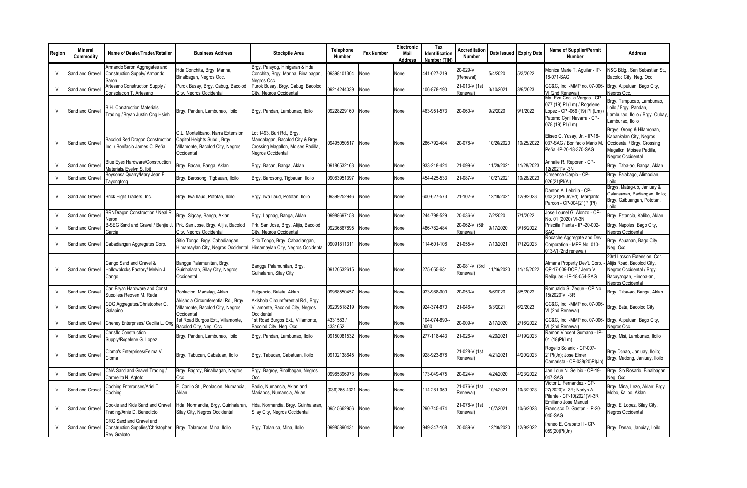| Region | Mineral Commodity | Name of Dealer/Trader/Retailer | Business Address | Stockpile Area | Telephone Number | Fax Number | Electronic Mail Address | Tax Identification Number (TIN) | Accreditation Number | Date Issued | Expiry Date | Name of Supplier/Permit Number | Address |
|---|---|---|---|---|---|---|---|---|---|---|---|---|---|
| VI | Sand and Gravel | Armando Saron Aggregates and Construction Supply/ Armando Saron | Hda Conchita, Brgy. Marina, Binalbagan, Negros Occ. | Brgy. Palayog, Hinigaran & Hda Conchita, Brgy. Marina, Binalbagan, Negros Occ. | 09398101304 | None | None | 441-027-219 | 20-029-VI (Renewal) | 5/4/2020 | 5/3/2022 | Monica Marie T. Aguilar - IP-18-071-SAG | N&G Bldg., San Sebastian St., Bacolod City, Neg. Occ. |
| VI | Sand and Gravel | Artesano Construction Supply / Consolacion T. Artesano | Purok Busay, Brgy. Cabug, Bacolod City, Negros Occidental | Purok Busay, Brgy. Cabug, Bacolod City, Negros Occidental | 09214244039 | None | None | 106-878-190 | 21-013-VI(1st Renewal) | 3/10/2021 | 3/9/2023 | GC&C, Inc. -MMP no. 07-006-VI (2nd Renewal) | Brgy. Atipuluan, Bago City, Negros Occ. |
| VI | Sand and Gravel | B.H. Construction Materials Trading / Bryan Justin Ong Hsieh | Brgy. Pandan, Lambunao, Iloilo | Brgy. Pandan, Lambunao, Iloilo | 09228229160 | None | None | 463-951-573 | 20-060-VI | 9/2/2020 | 9/1/2022 | Ma. Eva Cecilia Vargas - CP-077 (19) PI (Lm) / Rogelene Lopez - CP -066 (19) PI (Lm) / Paterno Cyril Navarra - CP-078 (19) PI (Lm) | Brgy. Tampucao, Lambunao, Iloilo / Brgy. Pandan, Lambunao, Iloilo / Brgy. Cubay, Lambunao, Iloilo |
| VI | Sand and Gravel | Bacolod Red Dragon Construction, Inc. / Bonifacio James C. Peña | C.L. Montelibano, Narra Extension, Capitol Heights Subd., Brgy. Villamonte, Bacolod City, Negros Occidental | Lot 1493, Buri Rd., Brgy. Mandalagan, Bacolod City & Brgy. Crossing Magallon, Moises Padilla, Negros Occidental | 09495050517 | None | None | 286-792-484 | 20-078-VI | 10/26/2020 | 10/25/2022 | Eliseo C. Yusay, Jr. - IP-18-037-SAG / Bonifacio Mario M. Peña -IP-20-18-370-SAG | Brgys. Orong & Hilamonan, Kabankalan City, Negros Occidental / Brgy. Crossing Magallon, Moises Padilla, Negros Occidental |
| VI | Sand and Gravel | Blue Eyes Hardware/Construction Materials/ Evelyn S. Ibit | Brgy. Bacan, Banga, Aklan | Brgy. Bacan, Banga, Aklan | 09186532163 | None | None | 933-218-424 | 21-099-VI | 11/29/2021 | 11/28/2023 | Annalie R. Reporen - CP-12(2021)VI-3N | Brgy. Taba-ao, Banga, Aklan |
| VI | Sand and Gravel | Boysonsa Quarry/Mary Jean F. Tayongtong | Brgy. Barosong, Tigbauan, Iloilo | Brgy. Barosong, Tigbauan, Iloilo | 09083951397 | None | None | 454-425-533 | 21-087-VI | 10/27/2021 | 10/26/2023 | Cresence Carpio - CP-026(21)PI(Al) | Brgy. Balabago, Alimodian, Iloilo |
| VI | Sand and Gravel | Brick Eight Traders, Inc. | Brgy. Iwa Ilaud, Pototan, Iloilo | Brgy. Iwa Ilaud, Pototan, Iloilo | 09399252946 | None | None | 600-627-573 | 21-102-VI | 12/10/2021 | 12/9/2023 | Danton A. Lebrilla - CP-043(21)PI(Jn/Bd); Margarito Parcon - CP-004(21)PI(Pt) | Brgys. Matag-ub, Janiuay & Calansanan, Badiangan, Iloilo; Brgy. Guibuangan, Pototan, Iloilo |
| VI | Sand and Gravel | BRNDragon Construction / Neal R. Neron | Brgy. Sigcay, Banga, Aklan | Brgy. Lapnag, Banga, Aklan | 09988697158 | None | None | 244-798-529 | 20-036-VI | 7/2/2020 | 7/1/2022 | Jose Lounel G. Alonzo - CP-No. 01 (2020) VI-3N | Brgy. Estancia, Kalibo, Aklan |
| VI | Sand and Gravel | B-SEG Sand and Gravel / Benjie J. Garcia | Prk. San Jose, Brgy. Alijis, Bacolod City, Negros Occidental | Prk. San Jose, Brgy. Alijis, Bacolod City, Negros Occidental | 09236867895 | None | None | 486-782-484 | 20-062-VI (5th Renewal) | 9/17/2020 | 9/16/2022 | Priscilla Planta - IP -20-002-SAG | Brgy. Napoles, Bago City, Negros Occidental |
| VI | Sand and Gravel | Cabadiangan Aggregates Corp. | Sitio Tongo, Brgy. Cabadiangan, Himamaylan City, Negros Occidental | Sitio Tongo, Brgy. Cabadiangan, Himamaylan City, Negros Occidental | 09091811311 | None | None | 114-601-108 | 21-055-VI | 7/13/2021 | 7/12/2023 | Rocache Aggregate and Dev. Corporation - MPP No. 010-013-VI (2nd renewal) | Brgy. Abuanan, Bago City, Neg. Occ. |
| VI | Sand and Gravel | Cango Sand and Gravel & Hollowblocks Factory/ Melvin J. Cango | Bangga Palamunitan, Brgy. Guihalaran, Silay City, Negros Occidental | Bangga Palamunitan, Brgy. Guihalaran, Silay City | 09120532615 | None | None | 275-055-631 | 20-081-VI (3rd Renewal) | 11/16/2020 | 11/15/2022 | Almana Property Dev't. Corp. - QP-17-009-DOE / Jerro V. Reliquias - IP-18-054-SAG | 23rd Lacson Extension, Cor. Alijis Road, Bacolod City, Negros Occidental / Brgy. Bacuyangan, Hinoba-an, Negros Occidental |
| VI | Sand and Gravel | Carl Bryan Hardware and Const. Supplies/ Reoven M. Rada | Poblacion, Madalag, Aklan | Fulgencio, Balete, Aklan | 09988550457 | None | None | 923-988-900 | 20-053-VI | 8/6/2020 | 8/5/2022 | Romualdo S. Zeque - CP No. 15(2020)VI -3R | Brgy. Taba-ao, Banga, Aklan |
| VI | Sand and Gravel | CDG Aggregates/Christopher C. Galapino | Akishola Circumferential Rd., Brgy. Villamonte, Bacolod City, Negros Occidental | Akishola Circumferential Rd., Brgy. Villamonte, Bacolod City, Negros Occidental | 09209518219 | None | None | 924-374-870 | 21-046-VI | 6/3/2021 | 6/2/2023 | GC&C, Inc. -MMP no. 07-006-VI (2nd Renewal) | Brgy. Bata, Bacolod City |
| VI | Sand and Gravel | Cheney Enterprises/ Cecilia L. Ong | 1st Road Burgos Ext., Villamonte, Bacolod City, Neg. Occ. | 1st Road Burgos Ext., Villamonte, Bacolod City, Neg. Occ. | 4331583 / 4331652 | None | None | 104-074-890--0000 | 20-009-VI | 2/17/2020 | 2/16/2022 | GC&C, Inc. -MMP no. 07-006-VI (2nd Renewal) | Brgy. Atipuluan, Bago City, Negros Occ. |
| VI | Sand and Gravel | Chrisflo Construction Supply/Rogelene G. Lopez | Brgy. Pandan, Lambunao, Iloilo | Brgy. Pandan, Lambunao, Iloilo | 09150081532 | None | None | 277-118-443 | 21-026-VI | 4/20/2021 | 4/19/2023 | Ramon Vincent Gumana - IP-01 (18)PI(Lm) | Brgy. Misi, Lambunao, Iloilo |
| VI | Sand and Gravel | Cloma's Enterprises/Felma V. Cloma | Brgy. Tabucan, Cabatuan, Iloilo | Brgy. Tabucan, Cabatuan, Iloilo | 09102138645 | None | None | 928-923-878 | 21-028-VI(1st Renewal) | 4/21/2021 | 4/20/2023 | Rogelio Solanic - CP-007-21PI(Jn); Jose Elmer Camarista - CP-038(20)PI(Jn) | Brgy.Danao, Janiuay, Iloilo; Brgy. Madong, Janiuay, Iloilo |
| VI | Sand and Gravel | CNA Sand and Gravel Trading / Carmelita N. Agtoto | Brgy. Bagroy, Binalbagan, Negros Occ. | Brgy. Bagroy, Binalbagan, Negros Occ. | 09985396973 | None | None | 173-049-475 | 20-024-VI | 4/24/2020 | 4/23/2022 | Jan Loue N. Selibio - CP-19-047-SAG | Brgy. Sto Rosario, Binalbagan, Neg. Occ. |
| VI | Sand and Gravel | Coching Enterprises/Ariel T. Coching | F. Carillo St., Poblacion, Numancia, Aklan | Badio, Numancia, Aklan and Marianos, Numancia, Aklan | (036)265-4321 | None | None | 114-281-959 | 21-076-VI(1st Renewal) | 10/4/2021 | 10/3/2023 | Victor L. Fernandez - CP-27(2020)VI-3R; Norlyn A. Pilante - CP-10(2021)VI-3R | Brgy. Mina, Lezo, Aklan; Brgy. Mobo, Kalibo, Aklan |
| VI | Sand and Gravel | Cookie and Kids Sand and Gravel Trading/Arnie D. Benedicto | Hda. Normandia, Brgy. Guinhalaran, Silay City, Negros Occidental | Hda. Normandia, Brgy. Guinhalaran, Silay City, Negros Occidental | 09515662956 | None | None | 290-745-474 | 21-078-VI(1st Renewal) | 10/7/2021 | 10/6/2023 | Emiliano Jose Manuel Francisco D. Gastpn - IP-20-045-SAG | Brgy. E. Lopez, Silay City, Negros Occidental |
| VI | Sand and Gravel | CRG Sand and Gravel and Construction Supplies/Christopher Rey Grabato | Brgy. Talarucan, Mina, Iloilo | Brgy. Talaruca, Mina, Iloilo | 09985890431 | None | None | 949-347-168 | 20-089-VI | 12/10/2020 | 12/9/2022 | Ireneo E. Grabato II - CP-059(20)PI(Jn) | Brgy. Danao, Januiay, Iloilo |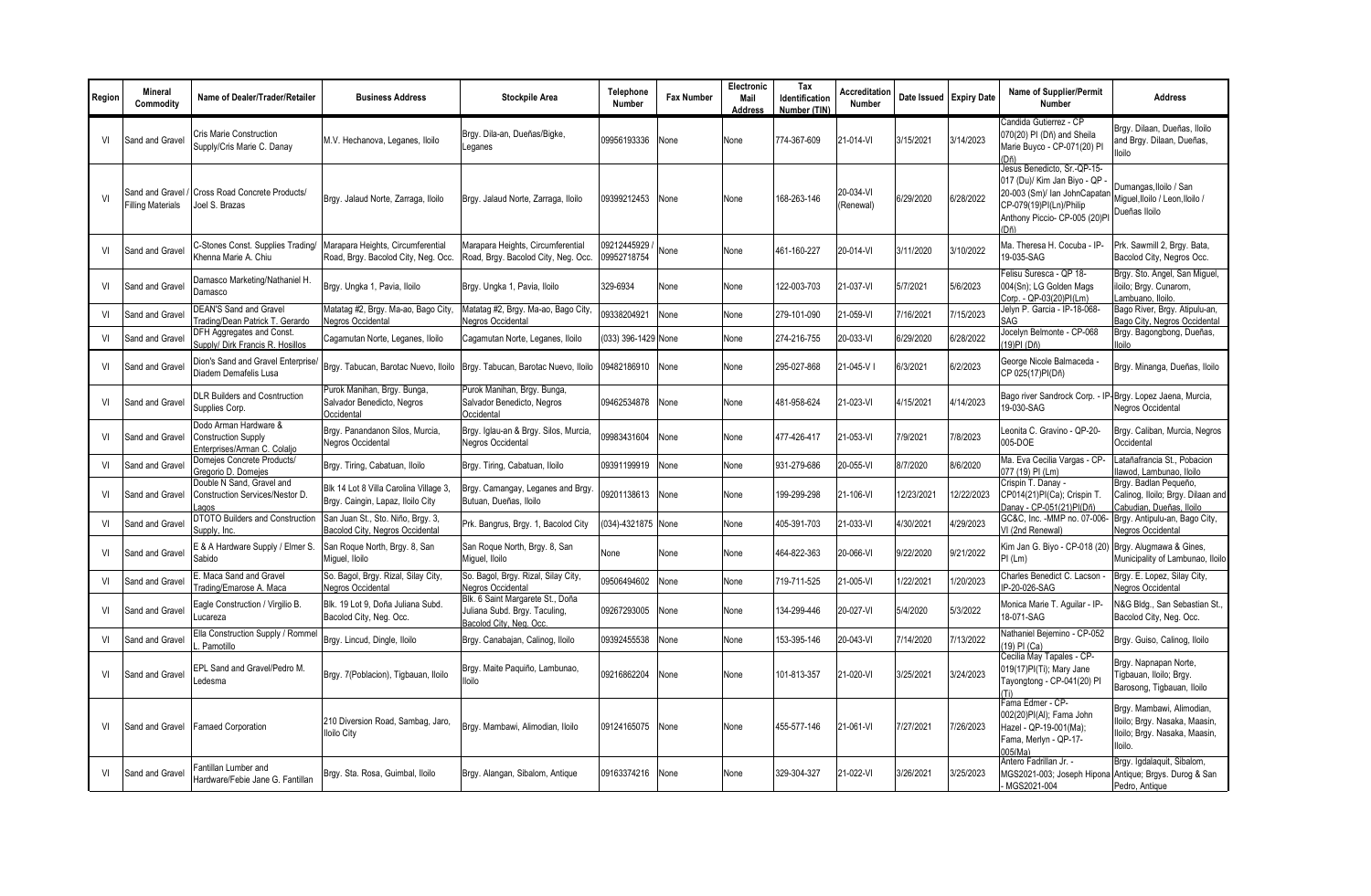| Region | Mineral Commodity | Name of Dealer/Trader/Retailer | Business Address | Stockpile Area | Telephone Number | Fax Number | Electronic Mail Address | Tax Identification Number (TIN) | Accreditation Number | Date Issued | Expiry Date | Name of Supplier/Permit Number | Address |
|---|---|---|---|---|---|---|---|---|---|---|---|---|---|
| VI | Sand and Gravel | Cris Marie Construction Supply/Cris Marie C. Danay | M.V. Hechanova, Leganes, Iloilo | Brgy. Dila-an, Dueñas/Bigke, Leganes | 09956193336 | None | None | 774-367-609 | 21-014-VI | 3/15/2021 | 3/14/2023 | Candida Gutierrez - CP 070(20) PI (Dñ) and Sheila Marie Buyco - CP-071(20) PI (Dñ) | Brgy. Dilaan, Dueñas, Iloilo and Brgy. Dilaan, Dueñas, Iloilo |
| VI | Sand and Gravel / Filling Materials | Cross Road Concrete Products/ Joel S. Brazas | Brgy. Jalaud Norte, Zarraga, Iloilo | Brgy. Jalaud Norte, Zarraga, Iloilo | 09399212453 | None | None | 168-263-146 | 20-034-VI (Renewal) | 6/29/2020 | 6/28/2022 | Jesus Benedicto, Sr.-QP-15-017 (Du)/ Kim Jan Biyo - QP - 20-003 (Sm)/ Ian JohnCapatan CP-079(19)PI(Ln)/Philip Anthony Piccio- CP-005 (20)PI (Dñ) | Dumangas,Iloilo / San Miguel,Iloilo / Leon,Iloilo / Dueñas Iloilo |
| VI | Sand and Gravel | C-Stones Const. Supplies Trading/ Khenna Marie A. Chiu | Marapara Heights, Circumferential Road, Brgy. Bacolod City, Neg. Occ. | Marapara Heights, Circumferential Road, Brgy. Bacolod City, Neg. Occ. | 09212445929 / 09952718754 | None | None | 461-160-227 | 20-014-VI | 3/11/2020 | 3/10/2022 | Ma. Theresa H. Cocuba - IP-19-035-SAG | Prk. Sawmill 2, Brgy. Bata, Bacolod City, Negros Occ. |
| VI | Sand and Gravel | Damasco Marketing/Nathaniel H. Damasco | Brgy. Ungka 1, Pavia, Iloilo | Brgy. Ungka 1, Pavia, Iloilo | 329-6934 | None | None | 122-003-703 | 21-037-VI | 5/7/2021 | 5/6/2023 | Felisu Suresca - QP 18-004(Sn); LG Golden Mags Corp. - QP-03(20)PI(Lm) | Brgy. Sto. Angel, San Miguel, iloilo; Brgy. Cunarom, Lambuano, Iloilo. |
| VI | Sand and Gravel | DEAN'S Sand and Gravel Trading/Dean Patrick T. Gerardo | Matatag #2, Brgy. Ma-ao, Bago City, Negros Occidental | Matatag #2, Brgy. Ma-ao, Bago City, Negros Occidental | 09338204921 | None | None | 279-101-090 | 21-059-VI | 7/16/2021 | 7/15/2023 | Jelyn P. Garcia - IP-18-068-SAG | Bago River, Brgy. Atipulu-an, Bago City, Negros Occidental |
| VI | Sand and Gravel | DFH Aggregates and Const. Supply/ Dirk Francis R. Hosillos | Cagamutan Norte, Leganes, Iloilo | Cagamutan Norte, Leganes, Iloilo | (033) 396-1429 | None | None | 274-216-755 | 20-033-VI | 6/29/2020 | 6/28/2022 | Jocelyn Belmonte - CP-068 (19)PI (Dñ) | Brgy. Bagongbong, Dueñas, Iloilo |
| VI | Sand and Gravel | Dion's Sand and Gravel Enterprise/ Diadem Demafelis Lusa | Brgy. Tabucan, Barotac Nuevo, Iloilo | Brgy. Tabucan, Barotac Nuevo, Iloilo | 09482186910 | None | None | 295-027-868 | 21-045-V I | 6/3/2021 | 6/2/2023 | George Nicole Balmaceda - CP 025(17)PI(Dñ) | Brgy. Minanga, Dueñas, Iloilo |
| VI | Sand and Gravel | DLR Builders and Cosntruction Supplies Corp. | Purok Manihan, Brgy. Bunga, Salvador Benedicto, Negros Occidental | Purok Manihan, Brgy. Bunga, Salvador Benedicto, Negros Occidental | 09462534878 | None | None | 481-958-624 | 21-023-VI | 4/15/2021 | 4/14/2023 | Bago river Sandrock Corp. - IP-19-030-SAG | Brgy. Lopez Jaena, Murcia, Negros Occidental |
| VI | Sand and Gravel | Dodo Arman Hardware & Construction Supply Enterprises/Arman C. Colaljo | Brgy. Panandanon Silos, Murcia, Negros Occidental | Brgy. Iglau-an & Brgy. Silos, Murcia, Negros Occidental | 09983431604 | None | None | 477-426-417 | 21-053-VI | 7/9/2021 | 7/8/2023 | Leonila C. Gravino - QP-20-005-DOE | Brgy. Caliban, Murcia, Negros Occidental |
| VI | Sand and Gravel | Domejes Concrete Products/ Gregorio D. Domejes | Brgy. Tiring, Cabatuan, Iloilo | Brgy. Tiring, Cabatuan, Iloilo | 09391199919 | None | None | 931-279-686 | 20-055-VI | 8/7/2020 | 8/6/2020 | Ma. Eva Cecilia Vargas - CP-077 (19) PI (Lm) | Latañafrancia St., Pobacion Ilawod, Lambunao, Iloilo |
| VI | Sand and Gravel | Double N Sand, Gravel and Construction Services/Nestor D. Lagos | Blk 14 Lot 8 Villa Carolina Village 3, Brgy. Caingin, Lapaz, Iloilo City | Brgy. Camangay, Leganes and Brgy. Butuan, Dueñas, Iloilo | 09201138613 | None | None | 199-299-298 | 21-106-VI | 12/23/2021 | 12/22/2023 | Crispin T. Danay - CP014(21)PI(Ca); Crispin T. Danay - CP-051(21)PI(Dñ) | Brgy. Badlan Pequeño, Calinog, Iloilo; Brgy. Dilaan and Cabudian, Dueñas, Iloilo |
| VI | Sand and Gravel | DTOTO Builders and Construction Supply, Inc. | San Juan St., Sto. Niño, Brgy. 3, Bacolod City, Negros Occidental | Prk. Bangrus, Brgy. 1, Bacolod City | (034)-4321875 | None | None | 405-391-703 | 21-033-VI | 4/30/2021 | 4/29/2023 | GC&C, Inc. -MMP no. 07-006-VI (2nd Renewal) | Brgy. Antipulu-an, Bago City, Negros Occidental |
| VI | Sand and Gravel | E & A Hardware Supply / Elmer S. Sabido | San Roque North, Brgy. 8, San Miguel, Iloilo | San Roque North, Brgy. 8, San Miguel, Iloilo | None | None | None | 464-822-363 | 20-066-VI | 9/22/2020 | 9/21/2022 | Kim Jan G. Biyo - CP-018 (20) PI (Lm) | Brgy. Alugmawa & Gines, Municipality of Lambunao, Iloilo |
| VI | Sand and Gravel | E. Maca Sand and Gravel Trading/Emarose A. Maca | So. Bagol, Brgy. Rizal, Silay City, Negros Occidental | So. Bagol, Brgy. Rizal, Silay City, Negros Occidental | 09506494602 | None | None | 719-711-525 | 21-005-VI | 1/22/2021 | 1/20/2023 | Charles Benedict C. Lacson - IP-20-026-SAG | Brgy. E. Lopez, Silay City, Negros Occidental |
| VI | Sand and Gravel | Eagle Construction / Virgilio B. Lucareza | Blk. 19 Lot 9, Doña Juliana Subd. Bacolod City, Neg. Occ. | Blk. 6 Saint Margarete St., Doña Juliana Subd. Brgy. Taculing, Bacolod City, Neg. Occ. | 09267293005 | None | None | 134-299-446 | 20-027-VI | 5/4/2020 | 5/3/2022 | Monica Marie T. Aguilar - IP-18-071-SAG | N&G Bldg., San Sebastian St., Bacolod City, Neg. Occ. |
| VI | Sand and Gravel | Ella Construction Supply / Rommel L. Pamotillo | Brgy. Lincud, Dingle, Iloilo | Brgy. Canabajan, Calinog, Iloilo | 09392455538 | None | None | 153-395-146 | 20-043-VI | 7/14/2020 | 7/13/2022 | Nathaniel Bejemino - CP-052 (19) PI (Ca) | Brgy. Guiso, Calinog, Iloilo |
| VI | Sand and Gravel | EPL Sand and Gravel/Pedro M. Ledesma | Brgy. 7(Poblacion), Tigbauan, Iloilo | Brgy. Maite Paquiño, Lambunao, Iloilo | 09216862204 | None | None | 101-813-357 | 21-020-VI | 3/25/2021 | 3/24/2023 | Cecilia May Tapales - CP-019(17)PI(Ti); Mary Jane Tayongtong - CP-041(20) PI (Ti) | Brgy. Napnapan Norte, Tigbauan, Iloilo; Brgy. Barosong, Tigbauan, Iloilo |
| VI | Sand and Gravel | Famaed Corporation | 210 Diversion Road, Sambag, Jaro, Iloilo City | Brgy. Mambawi, Alimodian, Iloilo | 09124165075 | None | None | 455-577-146 | 21-061-VI | 7/27/2021 | 7/26/2023 | Fama Edmer - CP-002(20)PI(Al); Fama John Hazel - QP-19-001(Ma); Fama, Merlyn - QP-17-005(Ma) | Brgy. Mambawi, Alimodian, Iloilo; Brgy. Nasaka, Maasin, Iloilo; Brgy. Nasaka, Maasin, Iloilo. |
| VI | Sand and Gravel | Fantillan Lumber and Hardware/Febie Jane G. Fantillan | Brgy. Sta. Rosa, Guimbal, Iloilo | Brgy. Alangan, Sibalom, Antique | 09163374216 | None | None | 329-304-327 | 21-022-VI | 3/26/2021 | 3/25/2023 | Antero Fadrillan Jr. - MGS2021-003; Joseph Hipona - MGS2021-004 | Brgy. Igdalaquit, Sibalom, Antique; Brgys. Durog & San Pedro, Antique |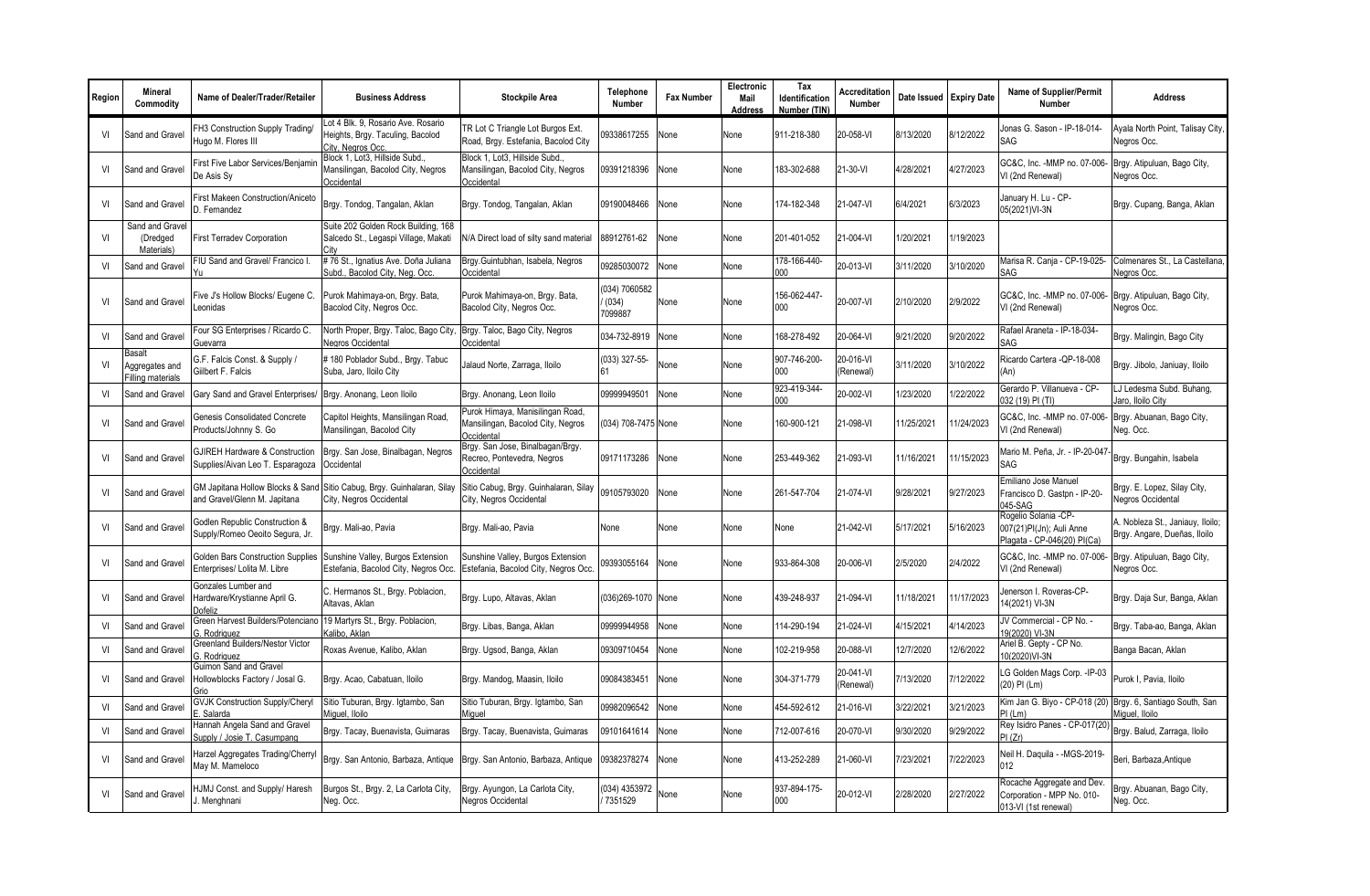| Region | Mineral Commodity | Name of Dealer/Trader/Retailer | Business Address | Stockpile Area | Telephone Number | Fax Number | Electronic Mail Address | Tax Identification Number (TIN) | Accreditation Number | Date Issued | Expiry Date | Name of Supplier/Permit Number | Address |
|---|---|---|---|---|---|---|---|---|---|---|---|---|---|
| VI | Sand and Gravel | FH3 Construction Supply Trading/ Hugo M. Flores III | Lot 4 Blk. 9, Rosario Ave. Rosario Heights, Brgy. Taculing, Bacolod City, Negros Occ. | TR Lot C Triangle Lot Burgos Ext. Road, Brgy. Estefania, Bacolod City | 09338617255 | None | None | 911-218-380 | 20-058-VI | 8/13/2020 | 8/12/2022 | Jonas G. Sason - IP-18-014-SAG | Ayala North Point, Talisay City, Negros Occ. |
| VI | Sand and Gravel | First Five Labor Services/Benjamin De Asis Sy | Block 1, Lot3, Hillside Subd., Mansilingan, Bacolod City, Negros Occidental | Block 1, Lot3, Hillside Subd., Mansilingan, Bacolod City, Negros Occidental | 09391218396 | None | None | 183-302-688 | 21-30-VI | 4/28/2021 | 4/27/2023 | GC&C, Inc. -MMP no. 07-006-VI (2nd Renewal) | Brgy. Atipuluan, Bago City, Negros Occ. |
| VI | Sand and Gravel | First Makeen Construction/Aniceto D. Fernandez | Brgy. Tondog, Tangalan, Aklan | Brgy. Tondog, Tangalan, Aklan | 09190048466 | None | None | 174-182-348 | 21-047-VI | 6/4/2021 | 6/3/2023 | January H. Lu - CP-05(2021)VI-3N | Brgy. Cupang, Banga, Aklan |
| VI | Sand and Gravel (Dredged Materials) | First Terradev Corporation | Suite 202 Golden Rock Building, 168 Salcedo St., Legaspi Village, Makati City | N/A Direct load of silty sand material | 88912761-62 | None | None | 201-401-052 | 21-004-VI | 1/20/2021 | 1/19/2023 | | |
| VI | Sand and Gravel | FIU Sand and Gravel/ Francico I. Yu | # 76 St., Ignatius Ave. Doña Juliana Subd., Bacolod City, Neg. Occ. | Brgy.Guintubhan, Isabela, Negros Occidental | 09285030072 | None | None | 178-166-440-000 | 20-013-VI | 3/11/2020 | 3/10/2020 | Marisa R. Canja - CP-19-025-SAG | Colmenares St., La Castellana, Negros Occ. |
| VI | Sand and Gravel | Five J's Hollow Blocks/ Eugene C. Leonidas | Purok Mahimaya-on, Brgy. Bata, Bacolod City, Negros Occ. | Purok Mahimaya-on, Brgy. Bata, Bacolod City, Negros Occ. | (034) 7060582 / (034) 7099887 | None | None | 156-062-447-000 | 20-007-VI | 2/10/2020 | 2/9/2022 | GC&C, Inc. -MMP no. 07-006-VI (2nd Renewal) | Brgy. Atipuluan, Bago City, Negros Occ. |
| VI | Sand and Gravel | Four SG Enterprises / Ricardo C. Guevarra | North Proper, Brgy. Taloc, Bago City, Negros Occidental | Brgy. Taloc, Bago City, Negros Occidental | 034-732-8919 | None | None | 168-278-492 | 20-064-VI | 9/21/2020 | 9/20/2022 | Rafael Araneta - IP-18-034-SAG | Brgy. Malingin, Bago City |
| VI | Basalt Aggregates and Filling materials | G.F. Falcis Const. & Supply / Gilbert F. Falcis | # 180 Poblador Subd., Brgy. Tabuc Suba, Jaro, Iloilo City | Jalaud Norte, Zarraga, Iloilo | (033) 327-55-61 | None | None | 907-746-200-000 | 20-016-VI (Renewal) | 3/11/2020 | 3/10/2022 | Ricardo Cartera -QP-18-008 (An) | Brgy. Jibolo, Janiuay, Iloilo |
| VI | Sand and Gravel | Gary Sand and Gravel Enterprises/ | Brgy. Anonang, Leon Iloilo | Brgy. Anonang, Leon Iloilo | 09999949501 | None | None | 923-419-344-000 | 20-002-VI | 1/23/2020 | 1/22/2022 | Gerardo P. Villanueva - CP-032 (19) PI (TI) | LJ Ledesma Subd. Buhang, Jaro, Iloilo City |
| VI | Sand and Gravel | Genesis Consolidated Concrete Products/Johnny S. Go | Capitol Heights, Mansilingan Road, Mansilingan, Bacolod City | Purok Himaya, Manisilingan Road, Mansilingan, Bacolod City, Negros Occidental | (034) 708-7475 | None | None | 160-900-121 | 21-098-VI | 11/25/2021 | 11/24/2023 | GC&C, Inc. -MMP no. 07-006-VI (2nd Renewal) | Brgy. Abuanan, Bago City, Neg. Occ. |
| VI | Sand and Gravel | GJIREH Hardware & Construction Supplies/Aivan Leo T. Esparagoza | Brgy. San Jose, Binalbagan, Negros Occidental | Brgy. San Jose, Binalbagan/Brgy. Recreo, Pontevedra, Negros Occidental | 09171173286 | None | None | 253-449-362 | 21-093-VI | 11/16/2021 | 11/15/2023 | Mario M. Peña, Jr. - IP-20-047-SAG | Brgy. Bungahin, Isabela |
| VI | Sand and Gravel | GM Japitana Hollow Blocks & Sand and Gravel/Glenn M. Japitana | Sitio Cabug, Brgy. Guinhalaran, Silay City, Negros Occidental | Sitio Cabug, Brgy. Guinhalaran, Silay City, Negros Occidental | 09105793020 | None | None | 261-547-704 | 21-074-VI | 9/28/2021 | 9/27/2023 | Emiliano Jose Manuel Francisco D. Gastpn - IP-20-045-SAG | Brgy. E. Lopez, Silay City, Negros Occidental |
| VI | Sand and Gravel | Godlen Republic Construction & Supply/Romeo Oeoito Segura, Jr. | Brgy. Mali-ao, Pavia | Brgy. Mali-ao, Pavia | None | None | None | None | 21-042-VI | 5/17/2021 | 5/16/2023 | Rogelio Solania -CP-007(21)PI(Jn); Auli Anne Plagata - CP-046(20) PI(Ca) | A. Nobleza St., Janiauy, Iloilo; Brgy. Angare, Dueñas, Iloilo |
| VI | Sand and Gravel | Golden Bars Construction Supplies Enterprises/ Lolita M. Libre | Sunshine Valley, Burgos Extension Estefania, Bacolod City, Negros Occ. | Sunshine Valley, Burgos Extension Estefania, Bacolod City, Negros Occ. | 09393055164 | None | None | 933-864-308 | 20-006-VI | 2/5/2020 | 2/4/2022 | GC&C, Inc. -MMP no. 07-006-VI (2nd Renewal) | Brgy. Atipuluan, Bago City, Negros Occ. |
| VI | Sand and Gravel | Gonzales Lumber and Hardware/Krystianne April G. Dofeliz | C. Hermanos St., Brgy. Poblacion, Altavas, Aklan | Brgy. Lupo, Altavas, Aklan | (036)269-1070 | None | None | 439-248-937 | 21-094-VI | 11/18/2021 | 11/17/2023 | Jenerson I. Roveras-CP-14(2021) VI-3N | Brgy. Daja Sur, Banga, Aklan |
| VI | Sand and Gravel | Green Harvest Builders/Potenciano G. Rodriguez | 19 Martyrs St., Brgy. Poblacion, Kalibo, Aklan | Brgy. Libas, Banga, Aklan | 09999944958 | None | None | 114-290-194 | 21-024-VI | 4/15/2021 | 4/14/2023 | JV Commercial - CP No. - 19(2020) VI-3N | Brgy. Taba-ao, Banga, Aklan |
| VI | Sand and Gravel | Greenland Builders/Nestor Victor G. Rodriguez | Roxas Avenue, Kalibo, Aklan | Brgy. Ugsod, Banga, Aklan | 09309710454 | None | None | 102-219-958 | 20-088-VI | 12/7/2020 | 12/6/2022 | Ariel B. Gepty - CP No. 10(2020)VI-3N | Banga Bacan, Aklan |
| VI | Sand and Gravel | Guimon Sand and Gravel Hollowblocks Factory / Josal G. Grio | Brgy. Acao, Cabatuan, Iloilo | Brgy. Mandog, Maasin, Iloilo | 09084383451 | None | None | 304-371-779 | 20-041-VI (Renewal) | 7/13/2020 | 7/12/2022 | LG Golden Mags Corp. -IP-03 (20) PI (Lm) | Purok I, Pavia, Iloilo |
| VI | Sand and Gravel | GVJK Construction Supply/Cheryl E. Salarda | Sitio Tuburan, Brgy. Igtambo, San Miguel, Iloilo | Sitio Tuburan, Brgy. Igtambo, San Miguel | 09982096542 | None | None | 454-592-612 | 21-016-VI | 3/22/2021 | 3/21/2023 | Kim Jan G. Biyo - CP-018 (20) PI (Lm) | Brgy. 6, Santiago South, San Miguel, Iloilo |
| VI | Sand and Gravel | Hannah Angela Sand and Gravel Supply / Josie T. Casumpang | Brgy. Tacay, Buenavista, Guimaras | Brgy. Tacay, Buenavista, Guimaras | 09101641614 | None | None | 712-007-616 | 20-070-VI | 9/30/2020 | 9/29/2022 | Rey Isidro Panes - CP-017(20) PI (Zr) | Brgy. Balud, Zarraga, Iloilo |
| VI | Sand and Gravel | Harzel Aggregates Trading/Cherryl May M. Mameloco | Brgy. San Antonio, Barbaza, Antique | Brgy. San Antonio, Barbaza, Antique | 09382378274 | None | None | 413-252-289 | 21-060-VI | 7/23/2021 | 7/22/2023 | Neil H. Daquila - -MGS-2019-012 | Beri, Barbaza,Antique |
| VI | Sand and Gravel | HJMJ Const. and Supply/ Haresh J. Menghnani | Burgos St., Brgy. 2, La Carlota City, Neg. Occ. | Brgy. Ayungon, La Carlota City, Negros Occidental | (034) 4353972 / 7351529 | None | None | 937-894-175-000 | 20-012-VI | 2/28/2020 | 2/27/2022 | Rocache Aggregate and Dev. Corporation - MPP No. 010-013-VI (1st renewal) | Brgy. Abuanan, Bago City, Neg. Occ. |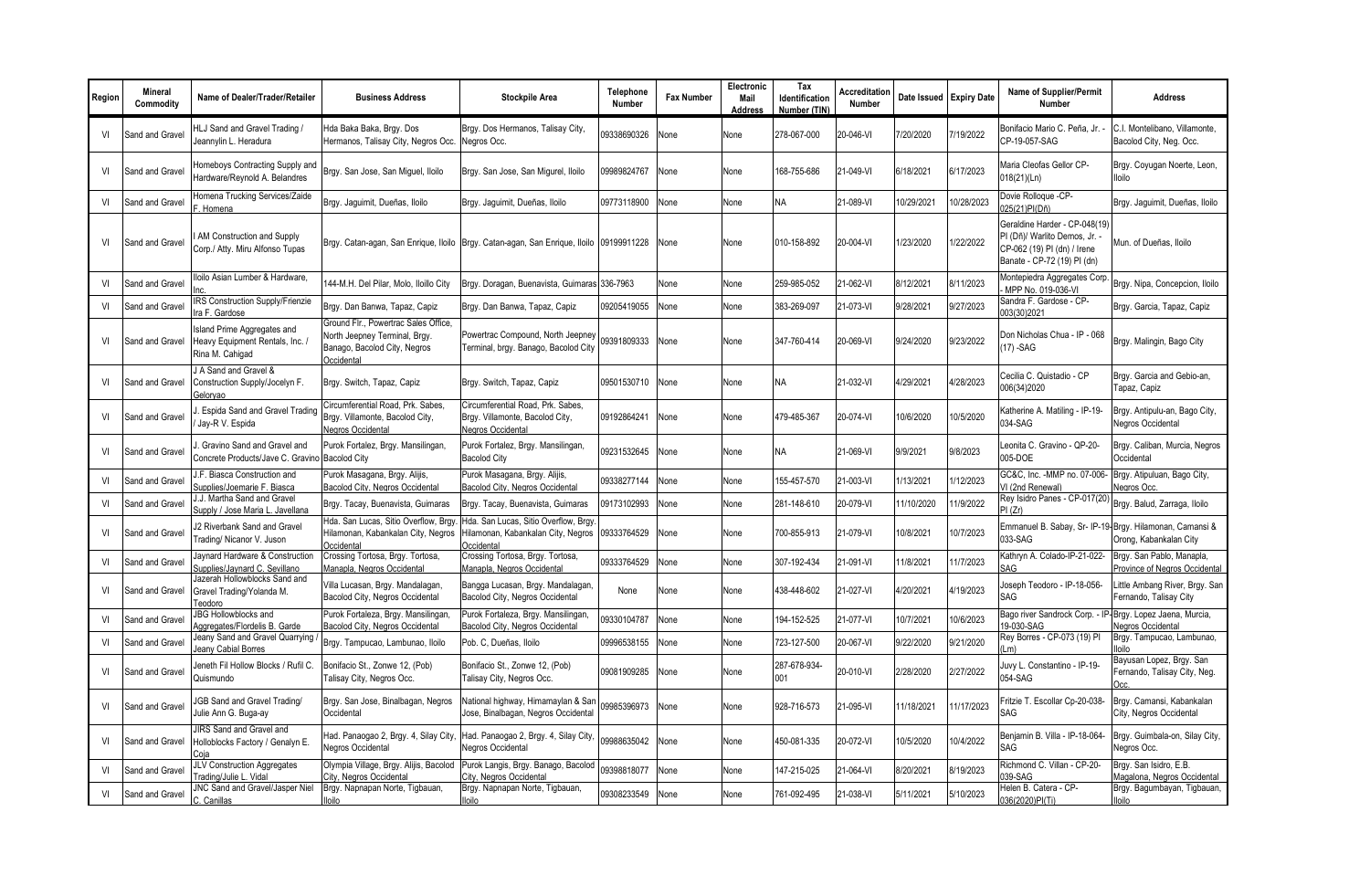| Region | Mineral Commodity | Name of Dealer/Trader/Retailer | Business Address | Stockpile Area | Telephone Number | Fax Number | Electronic Mail Address | Tax Identification Number (TIN) | Accreditation Number | Date Issued | Expiry Date | Name of Supplier/Permit Number | Address |
|---|---|---|---|---|---|---|---|---|---|---|---|---|---|
| VI | Sand and Gravel | HLJ Sand and Gravel Trading / Jeannylin L. Heradura | Hda Baka Baka, Brgy. Dos Hermanos, Talisay City, Negros Occ. | Brgy. Dos Hermanos, Talisay City, Negros Occ. | 09338690326 | None | None | 278-067-000 | 20-046-VI | 7/20/2020 | 7/19/2022 | Bonifacio Mario C. Peña, Jr. - CP-19-057-SAG | C.I. Montelibano, Villamonte, Bacolod City, Neg. Occ. |
| VI | Sand and Gravel | Homeboys Contracting Supply and Hardware/Reynold A. Belandres | Brgy. San Jose, San Miguel, Iloilo | Brgy. San Jose, San Migurel, Iloilo | 09989824767 | None | None | 168-755-686 | 21-049-VI | 6/18/2021 | 6/17/2023 | Maria Cleofas Gellor CP-018(21)(Ln) | Brgy. Coyugan Noerte, Leon, Iloilo |
| VI | Sand and Gravel | Homena Trucking Services/Zaide F. Homena | Brgy. Jaguimit, Dueñas, Iloilo | Brgy. Jaguimit, Dueñas, Iloilo | 09773118900 | None | None | NA | 21-089-VI | 10/29/2021 | 10/28/2023 | Dovie Rolloque -CP-025(21)PI(Dñ) | Brgy. Jaguimit, Dueñas, Iloilo |
| VI | Sand and Gravel | I AM Construction and Supply Corp./ Atty. Miru Alfonso Tupas | Brgy. Catan-agan, San Enrique, Iloilo | Brgy. Catan-agan, San Enrique, Iloilo | 09199911228 | None | None | 010-158-892 | 20-004-VI | 1/23/2020 | 1/22/2022 | Geraldine Harder - CP-048(19) PI (Dñ)/ Warlito Demos, Jr. - CP-062 (19) PI (dn) / Irene Banate - CP-72 (19) PI (dn) | Mun. of Dueñas, Iloilo |
| VI | Sand and Gravel | Iloilo Asian Lumber & Hardware, Inc. | 144-M.H. Del Pilar, Molo, Iloilo City | Brgy. Doragan, Buenavista, Guimaras | 336-7963 | None | None | 259-985-052 | 21-062-VI | 8/12/2021 | 8/11/2023 | Montepiedra Aggregates Corp. - MPP No. 019-036-VI | Brgy. Nipa, Concepcion, Iloilo |
| VI | Sand and Gravel | IRS Construction Supply/Frienzie Ira F. Gardose | Brgy. Dan Banwa, Tapaz, Capiz | Brgy. Dan Banwa, Tapaz, Capiz | 09205419055 | None | None | 383-269-097 | 21-073-VI | 9/28/2021 | 9/27/2023 | Sandra F. Gardose - CP-003(30)2021 | Brgy. Garcia, Tapaz, Capiz |
| VI | Sand and Gravel | Island Prime Aggregates and Heavy Equipment Rentals, Inc. / Rina M. Cahigad | Ground Flr., Powertrac Sales Office, North Jeepney Terminal, Brgy. Banago, Bacolod City, Negros Occidental | Powertrac Compound, North Jeepney Terminal, brgy. Banago, Bacolod City | 09391809333 | None | None | 347-760-414 | 20-069-VI | 9/24/2020 | 9/23/2022 | Don Nicholas Chua - IP - 068 (17) -SAG | Brgy. Malingin, Bago City |
| VI | Sand and Gravel | J A Sand and Gravel & Construction Supply/Jocelyn F. Geloryao | Brgy. Switch, Tapaz, Capiz | Brgy. Switch, Tapaz, Capiz | 09501530710 | None | None | NA | 21-032-VI | 4/29/2021 | 4/28/2023 | Cecilia C. Quistadio - CP 006(34)2020 | Brgy. Garcia and Gebio-an, Tapaz, Capiz |
| VI | Sand and Gravel | J. Espida Sand and Gravel Trading / Jay-R V. Espida | Circumferential Road, Prk. Sabes, Brgy. Villamonte, Bacolod City, Negros Occidental | Circumferential Road, Prk. Sabes, Brgy. Villamonte, Bacolod City, Negros Occidental | 09192864241 | None | None | 479-485-367 | 20-074-VI | 10/6/2020 | 10/5/2020 | Katherine A. Matiling - IP-19-034-SAG | Brgy. Antipulu-an, Bago City, Negros Occidental |
| VI | Sand and Gravel | J. Gravino Sand and Gravel and Concrete Products/Jave C. Gravino | Purok Fortalez, Brgy. Mansilingan, Bacolod City | Purok Fortalez, Brgy. Mansilingan, Bacolod City | 09231532645 | None | None | NA | 21-069-VI | 9/9/2021 | 9/8/2023 | Leonita C. Gravino - QP-20-005-DOE | Brgy. Caliban, Murcia, Negros Occidental |
| VI | Sand and Gravel | J.F. Biasca Construction and Supplies/Joemarie F. Biasca | Purok Masagana, Brgy. Alijis, Bacolod City, Negros Occidental | Purok Masagana, Brgy. Alijis, Bacolod City, Negros Occidental | 09338277144 | None | None | 155-457-570 | 21-003-VI | 1/13/2021 | 1/12/2023 | GC&C, Inc. -MMP no. 07-006-VI (2nd Renewal) | Brgy. Atipuluan, Bago City, Negros Occ. |
| VI | Sand and Gravel | J.J. Martha Sand and Gravel Supply / Jose Maria L. Javellana | Brgy. Tacay, Buenavista, Guimaras | Brgy. Tacay, Buenavista, Guimaras | 09173102993 | None | None | 281-148-610 | 20-079-VI | 11/10/2020 | 11/9/2022 | Rey Isidro Panes - CP-017(20) PI (Zr) | Brgy. Balud, Zarraga, Iloilo |
| VI | Sand and Gravel | J2 Riverbank Sand and Gravel Trading/ Nicanor V. Juson | Hda. San Lucas, Sitio Overflow, Brgy. Hilamonan, Kabankalan City, Negros Occidental | Hda. San Lucas, Sitio Overflow, Brgy. Hilamonan, Kabankalan City, Negros Occidental | 09333764529 | None | None | 700-855-913 | 21-079-VI | 10/8/2021 | 10/7/2023 | Emmanuel B. Sabay, Sr- IP-19-033-SAG | Brgy. Hilamonan, Camansi & Orong, Kabankalan City |
| VI | Sand and Gravel | Jaynard Hardware & Construction Supplies/Jaynard C. Sevillano | Crossing Tortosa, Brgy. Tortosa, Manapla, Negros Occidental | Crossing Tortosa, Brgy. Tortosa, Manapla, Negros Occidental | 09333764529 | None | None | 307-192-434 | 21-091-VI | 11/8/2021 | 11/7/2023 | Kathryn A. Colado-IP-21-022-SAG | Brgy. San Pablo, Manapla, Province of Negros Occidental |
| VI | Sand and Gravel | Jazerah Hollowblocks Sand and Gravel Trading/Yolanda M. Teodoro | Villa Lucasan, Brgy. Mandalagan, Bacolod City, Negros Occidental | Bangga Lucasan, Brgy. Mandalagan, Bacolod City, Negros Occidental | None | None | None | 438-448-602 | 21-027-VI | 4/20/2021 | 4/19/2023 | Joseph Teodoro - IP-18-056-SAG | Little Ambang River, Brgy. San Fernando, Talisay City |
| VI | Sand and Gravel | JBG Hollowblocks and Aggregates/Flordelis B. Garde | Purok Fortaleza, Brgy. Mansilingan, Bacolod City, Negros Occidental | Purok Fortaleza, Brgy. Mansilingan, Bacolod City, Negros Occidental | 09330104787 | None | None | 194-152-525 | 21-077-VI | 10/7/2021 | 10/6/2023 | Bago river Sandrock Corp. - IP-19-030-SAG | Brgy. Lopez Jaena, Murcia, Negros Occidental |
| VI | Sand and Gravel | Jeany Sand and Gravel Quarrying / Jeany Cabial Borres | Brgy. Tampucao, Lambunao, Iloilo | Pob. C, Dueñas, Iloilo | 09996538155 | None | None | 723-127-500 | 20-067-VI | 9/22/2020 | 9/21/2020 | Rey Borres - CP-073 (19) PI (Lm) | Brgy. Tampucao, Lambunao, Iloilo |
| VI | Sand and Gravel | Jeneth Fil Hollow Blocks / Rufil C. Quismundo | Bonifacio St., Zonwe 12, (Pob) Talisay City, Negros Occ. | Bonifacio St., Zonwe 12, (Pob) Talisay City, Negros Occ. | 09081909285 | None | None | 287-678-934-001 | 20-010-VI | 2/28/2020 | 2/27/2022 | Juvy L. Constantino - IP-19-054-SAG | Bayusan Lopez, Brgy. San Fernando, Talisay City, Neg. Occ. |
| VI | Sand and Gravel | JGB Sand and Gravel Trading/ Julie Ann G. Buga-ay | Brgy. San Jose, Binalbagan, Negros Occidental | National highway, Himamaylan & San Jose, Binalbagan, Negros Occidental | 09985396973 | None | None | 928-716-573 | 21-095-VI | 11/18/2021 | 11/17/2023 | Fritzie T. Escollar Cp-20-038-SAG | Brgy. Camansi, Kabankalan City, Negros Occidental |
| VI | Sand and Gravel | JIRS Sand and Gravel and Holloblocks Factory / Genalyn E. Coja | Had. Panaogao 2, Brgy. 4, Silay City, Negros Occidental | Had. Panaogao 2, Brgy. 4, Silay City, Negros Occidental | 09988635042 | None | None | 450-081-335 | 20-072-VI | 10/5/2020 | 10/4/2022 | Benjamin B. Villa - IP-18-064-SAG | Brgy. Guimbala-on, Silay City, Negros Occ. |
| VI | Sand and Gravel | JLV Construction Aggregates Trading/Julie L. Vidal | Olympia Village, Brgy. Alijis, Bacolod City, Negros Occidental | Purok Langis, Brgy. Banago, Bacolod City, Negros Occidental | 09398818077 | None | None | 147-215-025 | 21-064-VI | 8/20/2021 | 8/19/2023 | Richmond C. Villan - CP-20-039-SAG | Brgy. San Isidro, E.B. Magalona, Negros Occidental |
| VI | Sand and Gravel | JNC Sand and Gravel/Jasper Niel C. Canillas | Brgy. Napnapan Norte, Tigbauan, Iloilo | Brgy. Napnapan Norte, Tigbauan, Iloilo | 09308233549 | None | None | 761-092-495 | 21-038-VI | 5/11/2021 | 5/10/2023 | Helen B. Catera - CP-036(2020)PI(Ti) | Brgy. Bagumbayan, Tigbauan, Iloilo |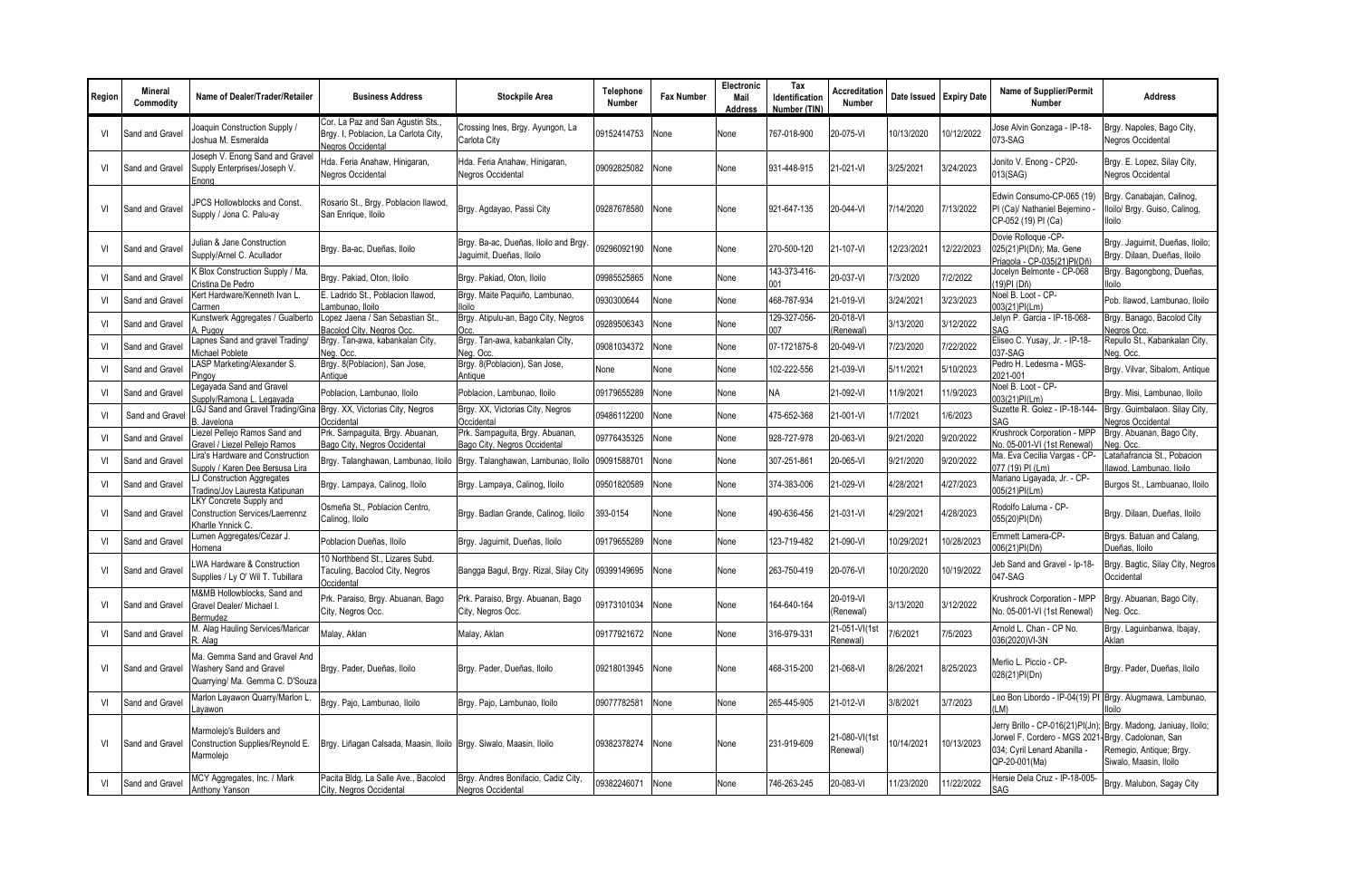| Region | Mineral Commodity | Name of Dealer/Trader/Retailer | Business Address | Stockpile Area | Telephone Number | Fax Number | Electronic Mail Address | Tax Identification Number (TIN) | Accreditation Number | Date Issued | Expiry Date | Name of Supplier/Permit Number | Address |
|---|---|---|---|---|---|---|---|---|---|---|---|---|---|
| VI | Sand and Gravel | Joaquin Construction Supply / Joshua M. Esmeralda | Cor. La Paz and San Agustin Sts., Brgy. I, Poblacion, La Carlota City, Negros Occidental | Crossing Ines, Brgy. Ayungon, La Carlota City | 09152414753 | None | None | 767-018-900 | 20-075-VI | 10/13/2020 | 10/12/2022 | Jose Alvin Gonzaga - IP-18-073-SAG | Brgy. Napoles, Bago City, Negros Occidental |
| VI | Sand and Gravel | Joseph V. Enong Sand and Gravel Supply Enterprises/Joseph V. Enong | Hda. Feria Anahaw, Hinigaran, Negros Occidental | Hda. Feria Anahaw, Hinigaran, Negros Occidental | 09092825082 | None | None | 931-448-915 | 21-021-VI | 3/25/2021 | 3/24/2023 | Jonito V. Enong - CP20-013(SAG) | Brgy. E. Lopez, Silay City, Negros Occidental |
| VI | Sand and Gravel | JPCS Hollowblocks and Const. Supply / Jona C. Palu-ay | Rosario St., Brgy. Poblacion Ilawod, San Enrique, Iloilo | Brgy. Agdayao, Passi City | 09287678580 | None | None | 921-647-135 | 20-044-VI | 7/14/2020 | 7/13/2022 | Edwin Consumo-CP-065 (19) PI (Ca)/ Nathaniel Bejemino - CP-052 (19) PI (Ca) | Brgy. Canabajan, Calinog, Iloilo/ Brgy. Guiso, Calinog, Iloilo |
| VI | Sand and Gravel | Julian & Jane Construction Supply/Arnel C. Acullador | Brgy. Ba-ac, Dueñas, Iloilo | Brgy. Ba-ac, Dueñas, Iloilo and Brgy. Jaguimit, Dueñas, Iloilo | 09296092190 | None | None | 270-500-120 | 21-107-VI | 12/23/2021 | 12/22/2023 | Dovie Rolloque -CP-025(21)PI(Dñ); Ma. Gene Priagola - CP-035(21)PI(Dñ) | Brgy. Jaguimit, Dueñas, Iloilo; Brgy. Dilaan, Dueñas, Iloilo |
| VI | Sand and Gravel | K Blox Construction Supply / Ma. Cristina De Pedro | Brgy. Pakiad, Oton, Iloilo | Brgy. Pakiad, Oton, Iloilo | 09985525865 | None | None | 143-373-416-001 | 20-037-VI | 7/3/2020 | 7/2/2022 | Jocelyn Belmonte - CP-068 (19)PI (Dñ) | Brgy. Bagongbong, Dueñas, Iloilo |
| VI | Sand and Gravel | Kert Hardware/Kenneth Ivan L. Carmen | E. Ladrido St., Poblacion Ilawod, Lambunao, Iloilo | Brgy. Maite Paquiño, Lambunao, Iloilo | 0930300644 | None | None | 468-787-934 | 21-019-VI | 3/24/2021 | 3/23/2023 | Noel B. Loot - CP-003(21)PI(Lm) | Pob. Ilawod, Lambunao, Iloilo |
| VI | Sand and Gravel | Kunstwerk Aggregates / Gualberto A. Pugoy | Lopez Jaena / San Sebastian St., Bacolod City, Negros Occ. | Brgy. Atipulu-an, Bago City, Negros Occ. | 09289506343 | None | None | 129-327-056-007 | 20-018-VI (Renewal) | 3/13/2020 | 3/12/2022 | Jelyn P. Garcia - IP-18-068-SAG | Brgy. Banago, Bacolod City Negros Occ. |
| VI | Sand and Gravel | Lapnes Sand and gravel Trading/ Michael Poblete | Brgy. Tan-awa, kabankalan City, Neg. Occ. | Brgy. Tan-awa, kabankalan City, Neg. Occ. | 09081034372 | None | None | 07-1721875-8 | 20-049-VI | 7/23/2020 | 7/22/2022 | Eliseo C. Yusay, Jr. - IP-18-037-SAG | Repullo St., Kabankalan City, Neg. Occ. |
| VI | Sand and Gravel | LASP Marketing/Alexander S. Pingoy | Brgy. 8(Poblacion), San Jose, Antique | Brgy. 8(Poblacion), San Jose, Antique | None | None | None | 102-222-556 | 21-039-VI | 5/11/2021 | 5/10/2023 | Pedro H. Ledesma - MGS-2021-001 | Brgy. Vilvar, Sibalom, Antique |
| VI | Sand and Gravel | Legayada Sand and Gravel Supply/Ramona L. Legayada | Poblacion, Lambunao, Iloilo | Poblacion, Lambunao, Iloilo | 09179655289 | None | None | NA | 21-092-VI | 11/9/2021 | 11/9/2023 | Noel B. Loot - CP-003(21)PI(Lm) | Brgy. Misi, Lambunao, Iloilo |
| VI | Sand and Gravel | LGJ Sand and Gravel Trading/Gina B. Javelona | Brgy. XX, Victorias City, Negros Occidental | Brgy. XX, Victorias City, Negros Occidental | 09486112200 | None | None | 475-652-368 | 21-001-VI | 1/7/2021 | 1/6/2023 | Suzette F. Golez - IP-18-144-SAG | Brgy. Guimbalaon. Silay City, Negros Occidental |
| VI | Sand and Gravel | Liezel Pellejo Ramos Sand and Gravel / Liezel Pellejo Ramos | Prk. Sampaguita, Brgy. Abuanan, Bago City, Negros Occidental | Prk. Sampaguita, Brgy. Abuanan, Bago City, Negros Occidental | 09776435325 | None | None | 928-727-978 | 20-063-VI | 9/21/2020 | 9/20/2022 | Krushrock Corporation - MPP No. 05-001-VI (1st Renewal) | Brgy. Abuanan, Bago City, Neg. Occ. |
| VI | Sand and Gravel | Lira's Hardware and Construction Supply / Karen Dee Bersusa Lira | Brgy. Talanghawan, Lambunao, Iloilo | Brgy. Talanghawan, Lambunao, Iloilo | 09091588701 | None | None | 307-251-861 | 20-065-VI | 9/21/2020 | 9/20/2022 | Ma. Eva Cecilia Vargas - CP-077 (19) PI (Lm) | Latañafrancia St., Pobacion Ilawod, Lambunao, Iloilo |
| VI | Sand and Gravel | LJ Construction Aggregates Trading/Joy Lauresta Katipunan | Brgy. Lampaya, Calinog, Iloilo | Brgy. Lampaya, Calinog, Iloilo | 09501820589 | None | None | 374-383-006 | 21-029-VI | 4/28/2021 | 4/27/2023 | Mariano Ligayada, Jr. - CP-005(21)PI(Lm) | Burgos St., Lambuanao, Iloilo |
| VI | Sand and Gravel | LKY Concrete Supply and Construction Services/Laerrennz Kharlle Ynnick C. | Osmeña St., Poblacion Centro, Calinog, Iloilo | Brgy. Badlan Grande, Calinog, Iloilo | 393-0154 | None | None | 490-636-456 | 21-031-VI | 4/29/2021 | 4/28/2023 | Rodolfo Laluma - CP-055(20)PI(Dñ) | Brgy. Dilaan, Dueñas, Iloilo |
| VI | Sand and Gravel | Lumen Aggregates/Cezar J. Homena | Poblacion Dueñas, Iloilo | Brgy. Jaguimit, Dueñas, Iloilo | 09179655289 | None | None | 123-719-482 | 21-090-VI | 10/29/2021 | 10/28/2023 | Emmett Lamera-CP-006(21)PI(Dñ) | Brgys. Batuan and Calang, Dueñas, Iloilo |
| VI | Sand and Gravel | LWA Hardware & Construction Supplies / Ly O' Wil T. Tubillara | 10 Northbend St., Lizares Subd. Taculing, Bacolod City, Negros Occidental | Bangga Bagul, Brgy. Rizal, Silay City | 09399149695 | None | None | 263-750-419 | 20-076-VI | 10/20/2020 | 10/19/2022 | Jeb Sand and Gravel - Ip-18-047-SAG | Brgy. Bagtic, Silay City, Negros Occidental |
| VI | Sand and Gravel | M&MB Hollowblocks, Sand and Gravel Dealer/ Michael I. Bermudez | Prk. Paraiso, Brgy. Abuanan, Bago City, Negros Occ. | Prk. Paraiso, Brgy. Abuanan, Bago City, Negros Occ. | 09173101034 | None | None | 164-640-164 | 20-019-VI (Renewal) | 3/13/2020 | 3/12/2022 | Krushrock Corporation - MPP No. 05-001-VI (1st Renewal) | Brgy. Abuanan, Bago City, Neg. Occ. |
| VI | Sand and Gravel | M. Alag Hauling Services/Maricar R. Alag | Malay, Aklan | Malay, Aklan | 09177921672 | None | None | 316-979-331 | 21-051-VI(1st Renewal) | 7/6/2021 | 7/5/2023 | Arnold L. Chan - CP No. 036(2020)VI-3N | Brgy. Laguinbanwa, Ibajay, Aklan |
| VI | Sand and Gravel | Ma. Gemma Sand and Gravel And Washery Sand and Gravel Quarrying/ Ma. Gemma C. D'Souza | Brgy. Pader, Dueñas, Iloilo | Brgy. Pader, Dueñas, Iloilo | 09218013945 | None | None | 468-315-200 | 21-068-VI | 8/26/2021 | 8/25/2023 | Merlio L. Piccio - CP-028(21)PI(Dn) | Brgy. Pader, Dueñas, Iloilo |
| VI | Sand and Gravel | Marlon Layawon Quarry/Marlon L. Layawon | Brgy. Pajo, Lambunao, Iloilo | Brgy. Pajo, Lambunao, Iloilo | 09077782581 | None | None | 265-445-905 | 21-012-VI | 3/8/2021 | 3/7/2023 | Leo Bon Libordo - IP-04(19) PI (LM) | Brgy. Alugmawa, Lambunao, Iloilo |
| VI | Sand and Gravel | Marmolejo's Builders and Construction Supplies/Reynold E. Marmolejo | Brgy. Liñagan Calsada, Maasin, Iloilo | Brgy. Siwalo, Maasin, Iloilo | 09382378274 | None | None | 231-919-609 | 21-080-VI(1st Renewal) | 10/14/2021 | 10/13/2023 | Jerry Brillo - CP-016(21)PI(Jn); Jorwel F. Cordero - MGS 2021-034; Cyril Lenard Abanilla - QP-20-001(Ma) | Brgy. Madong, Janiuay, Iloilo; Brgy. Cadolonan, San Remegio, Antique; Brgy. Siwalo, Maasin, Iloilo |
| VI | Sand and Gravel | MCY Aggregates, Inc. / Mark Anthony Yanson | Pacita Bldg, La Salle Ave., Bacolod City, Negros Occidental | Brgy. Andres Bonifacio, Cadiz City, Negros Occidental | 09382246071 | None | None | 746-263-245 | 20-083-VI | 11/23/2020 | 11/22/2022 | Hersie Dela Cruz - IP-18-005-SAG | Brgy. Malubon, Sagay City |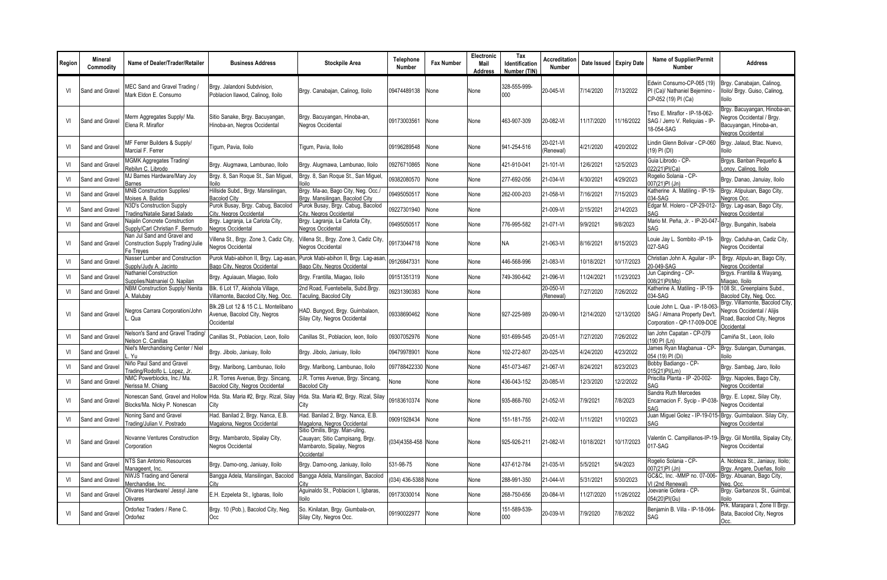| Region | Mineral Commodity | Name of Dealer/Trader/Retailer | Business Address | Stockpile Area | Telephone Number | Fax Number | Electronic Mail Address | Tax Identification Number (TIN) | Accreditation Number | Date Issued | Expiry Date | Name of Supplier/Permit Number | Address |
|---|---|---|---|---|---|---|---|---|---|---|---|---|---|
| VI | Sand and Gravel | MEC Sand and Gravel Trading / Mark Eldon E. Consumo | Brgy. Jalandoni Subdvision, Poblacion llawod, Calinog, Iloilo | Brgy. Canabajan, Calinog, Iloilo | 09474489138 | None | None | 328-555-999-000 | 20-045-VI | 7/14/2020 | 7/13/2022 | Edwin Consumo-CP-065 (19) PI (Ca)/ Nathaniel Bejemino - CP-052 (19) PI (Ca) | Brgy. Canabajan, Calinog, Iloilo/ Brgy. Guiso, Calinog, Iloilo |
| VI | Sand and Gravel | Merm Aggregates Supply/ Ma. Elena R. Miraflor | Sitio Sanake, Brgy. Bacuyangan, Hinoba-an, Negros Occidental | Brgy. Bacuyangan, Hinoba-an, Negros Occidental | 09173003561 | None | None | 463-907-309 | 20-082-VI | 11/17/2020 | 11/16/2022 | Tirso E. Miraflor - IP-18-062-SAG / Jerro V. Reliquias - IP-18-054-SAG | Brgy. Bacuyangan, Hinoba-an, Negros Occidental / Brgy. Bacuyangan, Hinoba-an, Negros Occidental |
| VI | Sand and Gravel | MF Ferrer Builders & Supply/ Marcial F. Ferrer | Tigum, Pavia, Iloilo | Tigum, Pavia, Iloilo | 09196289548 | None | None | 941-254-516 | 20-021-VI (Renewal) | 4/21/2020 | 4/20/2022 | Lindin Glenn Bolivar - CP-060 (19) PI (DI) | Brgy. Jalaud, Btac. Nuevo, Iloilo |
| VI | Sand and Gravel | MGMK Aggregates Trading/ Rebilyn C. Librodo | Brgy. Alugmawa, Lambunao, Iloilo | Brgy. Alugmawa, Lambunao, Iloilo | 09276710865 | None | None | 421-910-041 | 21-101-VI | 12/6/2021 | 12/5/2023 | Guia Librodo - CP-022(21)PI(Ca) | Brgys. Banban Pequeño & Lonoy, Calinog, Iloilo |
| VI | Sand and Gravel | MJ Barnes Hardware/Mary Joy Barnes | Brgy. 8, San Roque St., San Miguel, Iloilo | Brgy. 8, San Roque St., San Miguel, Iloilo | 09382080570 | None | None | 277-692-056 | 21-034-VI | 4/30/2021 | 4/29/2023 | Rogelio Solania - CP-007(21)PI (Jn) | Brgy. Danao, Januiay, Iloilo |
| VI | Sand and Gravel | MNB Construction Supplies/ Moises A. Balida | Hillside Subd., Brgy. Mansilingan, Bacolod City | Brgy. Ma-ao, Bago City, Neg. Occ./ Brgy. Mansilingan, Bacolod City | 09495050517 | None | None | 262-000-203 | 21-058-VI | 7/16/2021 | 7/15/2023 | Katherine A. Matiling - IP-19-034-SAG | Brgy. Atipuluan, Bago City, Negros Occ. |
| VI | Sand and Gravel | N3D's Construction Supply Trading/Natalie Sarad Salado | Purok Busay, Brgy. Cabug, Bacolod City, Negros Occidental | Purok Busay, Brgy. Cabug, Bacolod City, Negros Occidental | 09227301940 | None | None | | 21-009-VI | 2/15/2021 | 2/14/2023 | Edgar M. Holero - CP-29-012-SAG | Brgy. Lag-asan, Bago City, Negros Occidental |
| VI | Sand and Gravel | Najalin Concrete Construction Supply/Carl Christian F. Bermudo | Brgy. Lagranja, La Carlota City, Negros Occidental | Brgy. Lagranja, La Carlota City, Negros Occidental | 09495050517 | None | None | 776-995-582 | 21-071-VI | 9/9/2021 | 9/8/2023 | Mario M. Peña, Jr. - IP-20-047-SAG | Brgy. Bungahin, Isabela |
| VI | Sand and Gravel | Nan Jul Sand and Gravel and Construction Supply Trading/Julie Fe Treyes | Villena St., Brgy. Zone 3, Cadiz City, Negros Occidental | Villena St., Brgy. Zone 3, Cadiz City, Negros Occidental | 09173044718 | None | None | NA | 21-063-VI | 8/16/2021 | 8/15/2023 | Louie Jay L. Sombito -IP-19-027-SAG | Brgy. Caduha-an, Cadiz City, Negros Occidental |
| VI | Sand and Gravel | Nasser Lumber and Construction Supply/Judy A. Jacinto | Purok Mabi-abihon II, Brgy. Lag-asan, Bago City, Negros Occidental | Purok Mabi-abihon II, Brgy. Lag-asan, Bago City, Negros Occidental | 09126847331 | None | None | 446-568-996 | 21-083-VI | 10/18/2021 | 10/17/2023 | Christian John A. Aguilar - IP-20-049-SAG | Brgy. Atipulu-an, Bago City, Negros Occidental |
| VI | Sand and Gravel | Nathaniel Construction Supplies/Natnaniel O. Napilan | Brgy. Aguiauan, Miagao, Iloilo | Brgy. Frantilla, Miagao, Iloilo | 09151351319 | None | None | 749-390-642 | 21-096-VI | 11/24/2021 | 11/23/2023 | Jun Capinding - CP-008(21)PI(Mg) | Brgys. Frantilla & Wayang, Miagao, Iloilo |
| VI | Sand and Gravel | NBM Construction Supply/ Nenita A. Malubay | Blk. 6 Lot 17, Akishola Village, Villamonte, Bacolod City, Neg. Occ. | 2nd Road, Fuentebella, Subd.Brgy. Taculing, Bacolod City | 09231390383 | None | None | | 20-050-VI (Renewal) | 7/27/2020 | 7/26/2022 | Katherine A. Matiling - IP-19-034-SAG | 108 St., Greenplains Subd., Bacolod City, Neg. Occ. |
| VI | Sand and Gravel | Negros Carrara Corporation/John L. Qua | Blk.2B Lot 12 & 15 C.L. Montelibano Avenue, Bacolod City, Negros Occidental | HAD. Bungyod, Brgy. Guimbalaon, Silay City, Negros Occidental | 09338690462 | None | None | 927-225-989 | 20-090-VI | 12/14/2020 | 12/13/2020 | Louie John L. Qua - IP-18-063-SAG / Almana Property Dev't. Corporation - QP-17-009-DOE | Brgy. Villamonte, Bacolod City, Negros Occidental / Alijis Road, Bacolod City, Negros Occidental |
| VI | Sand and Gravel | Nelson's Sand and Gravel Trading/ Nelson C. Canillas | Canillas St., Poblacion, Leon, Iloilo | Canillas St., Poblacion, leon, Iloilo | 09307052976 | None | None | 931-699-545 | 20-051-VI | 7/27/2020 | 7/26/2022 | Ian John Capatan - CP-079 (190 PI (Ln) | Camiña St., Leon, iloilo |
| VI | Sand and Gravel | Niel's Merchandising Center / Niel L. Yu | Brgy. Jibolo, Janiuay, Iloilo | Brgy. Jibolo, Janiuay, Iloilo | 09479978901 | None | None | 102-272-807 | 20-025-VI | 4/24/2020 | 4/23/2022 | James Ryan Magbanua - CP-054 (19) PI (Di) | Brgy. Sulangan, Dumangas, Iloilo |
| VI | Sand and Gravel | Niño Paul Sand and Gravel Trading/Rodolfo L. Lopez, Jr. | Brgy. Maribong, Lambunao, Iloilo | Brgy. Maribong, Lambunao, Iloilo | 097788422330 | None | None | 451-073-467 | 21-067-VI | 8/24/2021 | 8/23/2023 | Bobby Badiango - CP-015(21)PI(Lm) | Brgy. Sambag, Jaro, Iloilo |
| VI | Sand and Gravel | NMC Powerblocks, Inc./ Ma. Nerissa M. Chiang | J.R. Torres Avenue, Brgy. Sincang, Bacolod City, Negros Occidental | J.R. Torres Avenue, Brgy. Sincang, Bacolod City | None | None | None | 436-043-152 | 20-085-VI | 12/3/2020 | 12/2/2022 | Priscilla Planta - IP -20-002-SAG | Brgy. Napoles, Bago City, Negros Occidental |
| VI | Sand and Gravel | Nonescan Sand, Gravel and Hollow Blocks/Ma. Nicky P. Nonescan | Hda. Sta. Maria #2, Brgy. Rizal, Silay City | Hda. Sta. Maria #2, Brgy. Rizal, Silay City | 09183610374 | None | None | 935-868-760 | 21-052-VI | 7/9/2021 | 7/8/2023 | Sandra Ruth Mercedes Encarnacion F. Sycip - IP-038-SAG | Brgy. E. Lopez, Silay City, Negros Occidental |
| VI | Sand and Gravel | Noning Sand and Gravel Trading/Julian V. Postrado | Had. Banilad 2, Brgy. Nanca, E.B. Magalona, Negros Occidental | Had. Banilad 2, Brgy. Nanca, E.B. Magalona, Negros Occidental | 09091928434 | None | None | 151-181-755 | 21-002-VI | 1/11/2021 | 1/10/2023 | Juan Miguel Golez - IP-19-015-SAG | Brgy. Guimbalaon. Silay City, Negros Occidental |
| VI | Sand and Gravel | Novanne Ventures Construction Corporation | Brgy. Mambaroto, Sipalay City, Negros Occidental | Sitio Omilis, Brgy. Man-uling, Cauayan; Sitio Campisang, Brgy. Mambaroto, Sipalay, Negros Occidental | (034)4358-458 | None | None | 925-926-211 | 21-082-VI | 10/18/2021 | 10/17/2023 | Valentin C. Campillanos-IP-19-017-SAG | Brgy. Gil Montilla, Sipalay City, Negros Occidental |
| VI | Sand and Gravel | NTS San Antonio Resources Manageent, Inc. | Brgy. Damo-ong, Janiuay, Iloilo | Brgy. Damo-ong, Janiuay, Iloilo | 531-98-75 | None | None | 437-612-784 | 21-035-VI | 5/5/2021 | 5/4/2023 | Rogelio Solania - CP-007(21)PI (Jn) | A. Nobleza St., Janiauy, Iloilo; Brgy. Angare, Dueñas, Iloilo |
| VI | Sand and Gravel | NWJS Trading and General Merchandise, Inc. | Bangga Adela, Mansilingan, Bacolod City | Bangga Adela, Mansilingan, Bacolod City | (034) 436-5388 | None | None | 288-991-350 | 21-044-VI | 5/31/2021 | 5/30/2023 | GC&C, Inc. -MMP no. 07-006-VI (2nd Renewal) | Brgy. Abuanan, Bago City, Neg. Occ. |
| VI | Sand and Gravel | Olivares Hardware/ Jessyl Jane Olivares | E.H. Ezpeleta St., Igbaras, Iloilo | Aguinaldo St., Poblacion I, Igbaras, Iloilo | 09173030014 | None | None | 268-750-656 | 20-084-VI | 11/27/2020 | 11/26/2022 | Joevanie Gotera - CP-054(20)PI(Gu) | Brgy. Garbanzos St., Guimbal, Iloilo |
| VI | Sand and Gravel | Ordoñez Traders / Rene C. Ordoñez | Brgy. 10 (Pob.), Bacolod City, Neg. Occ | So. Kinilatan, Brgy. Giumbala-on, Silay City, Negros Occ. | 09190022977 | None | None | 151-589-539-000 | 20-039-VI | 7/9/2020 | 7/8/2022 | Benjamin B. Villa - IP-18-064-SAG | Prk. Marapara I, Zone II Brgy. Bata, Bacolod City, Negros Occ. |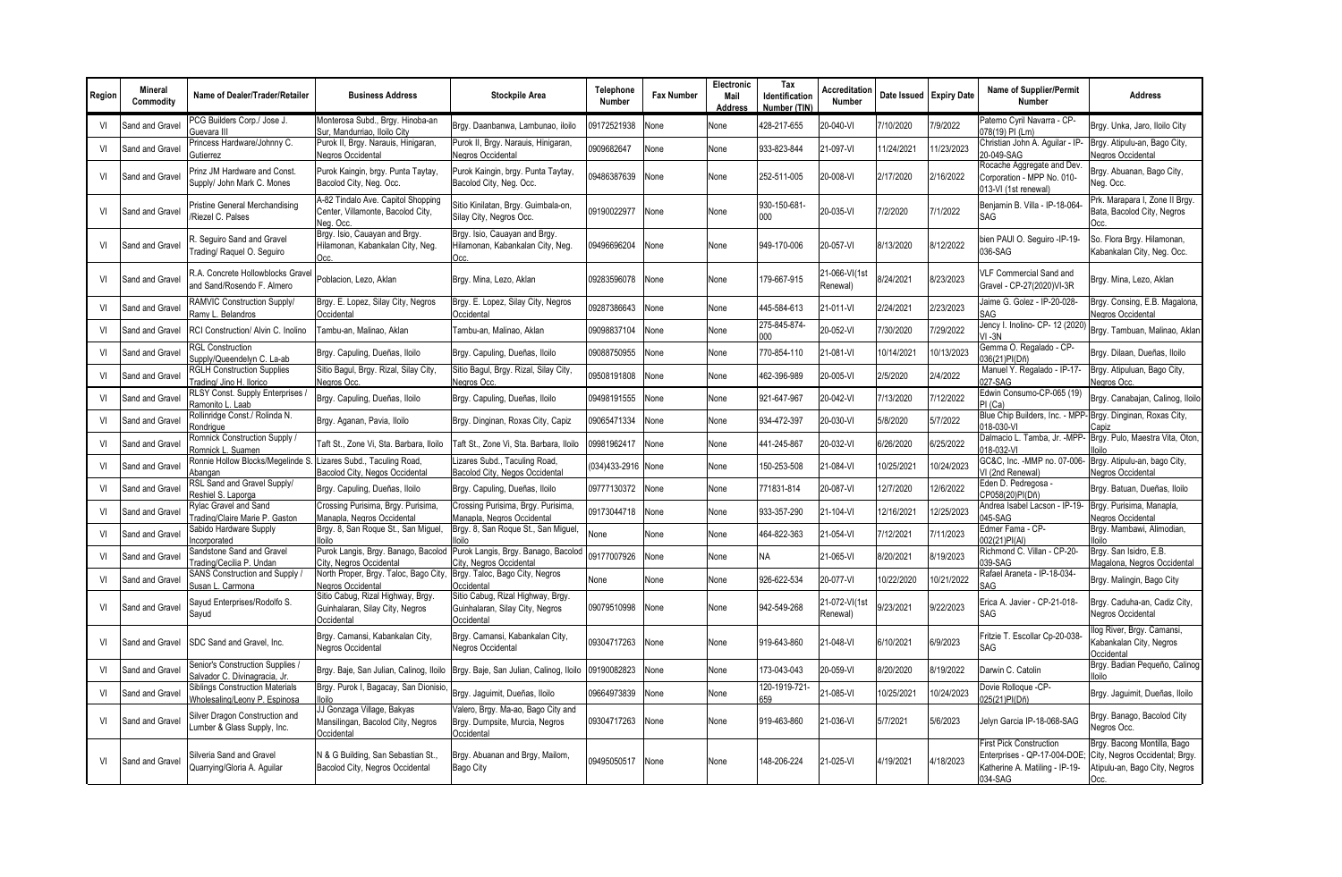| Region | Mineral Commodity | Name of Dealer/Trader/Retailer | Business Address | Stockpile Area | Telephone Number | Fax Number | Electronic Mail Address | Tax Identification Number (TIN) | Accreditation Number | Date Issued | Expiry Date | Name of Supplier/Permit Number | Address |
|---|---|---|---|---|---|---|---|---|---|---|---|---|---|
| VI | Sand and Gravel | PCG Builders Corp./ Jose J. Guevara III | Monterosa Subd., Brgy. Hinoba-an Sur, Mandurriao, Iloilo City | Brgy. Daanbanwa, Lambunao, iloilo | 09172521938 | None | None | 428-217-655 | 20-040-VI | 7/10/2020 | 7/9/2022 | Paterno Cyril Navarra - CP-078(19) PI (Lm) | Brgy. Unka, Jaro, Iloilo City |
| VI | Sand and Gravel | Princess Hardware/Johnny C. Gutierrez | Purok II, Brgy. Narauis, Hinigaran, Negros Occidental | Purok II, Brgy. Narauis, Hinigaran, Negros Occidental | 0909682647 | None | None | 933-823-844 | 21-097-VI | 11/24/2021 | 11/23/2023 | Christian John A. Aguilar - IP-20-049-SAG | Brgy. Atipulu-an, Bago City, Negros Occidental |
| VI | Sand and Gravel | Prinz JM Hardware and Const. Supply/ John Mark C. Mones | Purok Kaingin, brgy. Punta Taytay, Bacolod City, Neg. Occ. | Purok Kaingin, brgy. Punta Taytay, Bacolod City, Neg. Occ. | 09486387639 | None | None | 252-511-005 | 20-008-VI | 2/17/2020 | 2/16/2022 | Rocache Aggregate and Dev. Corporation - MPP No. 010-013-VI (1st renewal) | Brgy. Abuanan, Bago City, Neg. Occ. |
| VI | Sand and Gravel | Pristine General Merchandising /Riezel C. Palses | A-82 Tindalo Ave. Capitol Shopping Center, Villamonte, Bacolod City, Neg. Occ. | Sitio Kinilatan, Brgy. Guimbala-on, Silay City, Negros Occ. | 09190022977 | None | None | 930-150-681-000 | 20-035-VI | 7/2/2020 | 7/1/2022 | Benjamin B. Villa - IP-18-064-SAG | Prk. Marapara I, Zone II Brgy. Bata, Bacolod City, Negros Occ. |
| VI | Sand and Gravel | R. Seguiro Sand and Gravel Trading/ Raquel O. Seguiro | Brgy. Isio, Cauayan and Brgy. Hilamonan, Kabankalan City, Neg. Occ. | Brgy. Isio, Cauayan and Brgy. Hilamonan, Kabankalan City, Neg. Occ. | 09496696204 | None | None | 949-170-006 | 20-057-VI | 8/13/2020 | 8/12/2022 | bien PAUI O. Seguiro -IP-19-036-SAG | So. Flora Brgy. Hilamonan, Kabankalan City, Neg. Occ. |
| VI | Sand and Gravel | R.A. Concrete Hollowblocks Gravel and Sand/Rosendo F. Almero | Poblacion, Lezo, Aklan | Brgy. Mina, Lezo, Aklan | 09283596078 | None | None | 179-667-915 | 21-066-VI(1st Renewal) | 8/24/2021 | 8/23/2023 | VLF Commercial Sand and Gravel - CP-27(2020)VI-3R | Brgy. Mina, Lezo, Aklan |
| VI | Sand and Gravel | RAMVIC Construction Supply/ Ramy L. Belandros | Brgy. E. Lopez, Silay City, Negros Occidental | Brgy. E. Lopez, Silay City, Negros Occidental | 09287386643 | None | None | 445-584-613 | 21-011-VI | 2/24/2021 | 2/23/2023 | Jaime G. Golez - IP-20-028-SAG | Brgy. Consing, E.B. Magalona, Negros Occidental |
| VI | Sand and Gravel | RCI Construction/ Alvin C. Inolino | Tambu-an, Malinao, Aklan | Tambu-an, Malinao, Aklan | 09098837104 | None | None | 275-845-874-000 | 20-052-VI | 7/30/2020 | 7/29/2022 | Jency I. Inolino- CP- 12 (2020) VI -3N | Brgy. Tambuan, Malinao, Aklan |
| VI | Sand and Gravel | RGL Construction Supply/Queendelyn C. La-ab | Brgy. Capuling, Dueñas, Iloilo | Brgy. Capuling, Dueñas, Iloilo | 09088750955 | None | None | 770-854-110 | 21-081-VI | 10/14/2021 | 10/13/2023 | Gemma O. Regalado - CP-036(21)PI(Dñ) | Brgy. Dilaan, Dueñas, Iloilo |
| VI | Sand and Gravel | RGLH Construction Supplies Trading/ Jino H. Ilorico | Sitio Bagul, Brgy. Rizal, Silay City, Negros Occ. | Sitio Bagul, Brgy. Rizal, Silay City, Negros Occ. | 09508191808 | None | None | 462-396-989 | 20-005-VI | 2/5/2020 | 2/4/2022 | Manuel Y. Regalado - IP-17-027-SAG | Brgy. Atipuluan, Bago City, Negros Occ. |
| VI | Sand and Gravel | RLSY Const. Supply Enterprises / Ramonito L. Laab | Brgy. Capuling, Dueñas, Iloilo | Brgy. Capuling, Dueñas, Iloilo | 09498191555 | None | None | 921-647-967 | 20-042-VI | 7/13/2020 | 7/12/2022 | Edwin Consumo-CP-065 (19) PI (Ca) | Brgy. Canabajan, Calinog, Iloilo |
| VI | Sand and Gravel | Rollinridge Const./ Rolinda N. Rondrigue | Brgy. Aganan, Pavia, Iloilo | Brgy. Dinginan, Roxas City, Capiz | 09065471334 | None | None | 934-472-397 | 20-030-VI | 5/8/2020 | 5/7/2022 | Blue Chip Builders, Inc. - MPP-018-030-VI | Brgy. Dinginan, Roxas City, Capiz |
| VI | Sand and Gravel | Romnick Construction Supply / Romnick L. Suamen | Taft St., Zone Vi, Sta. Barbara, Iloilo | Taft St., Zone Vi, Sta. Barbara, Iloilo | 09981962417 | None | None | 441-245-867 | 20-032-VI | 6/26/2020 | 6/25/2022 | Dalmacio L. Tamba, Jr. -MPP-018-032-VI | Brgy. Pulo, Maestra Vita, Oton, Iloilo |
| VI | Sand and Gravel | Ronnie Hollow Blocks/Megelinde S. Abangan | Lizares Subd., Taculing Road, Bacolod City, Negos Occidental | Lizares Subd., Taculing Road, Bacolod City, Negos Occidental | (034)433-2916 | None | None | 150-253-508 | 21-084-VI | 10/25/2021 | 10/24/2023 | GC&C, Inc. -MMP no. 07-006-VI (2nd Renewal) | Brgy. Atipulu-an, bago City, Negros Occidental |
| VI | Sand and Gravel | RSL Sand and Gravel Supply/ Reshiel S. Laporga | Brgy. Capuling, Dueñas, Iloilo | Brgy. Capuling, Dueñas, Iloilo | 09777130372 | None | None | 771831-814 | 20-087-VI | 12/7/2020 | 12/6/2022 | Eden D. Pedregosa - CP058(20)PI(Dñ) | Brgy. Batuan, Dueñas, Iloilo |
| VI | Sand and Gravel | Rylac Gravel and Sand Trading/Claire Marie P. Gaston | Crossing Purisima, Brgy. Purisima, Manapla, Negros Occidental | Crossing Purisima, Brgy. Purisima, Manapla, Negros Occidental | 09173044718 | None | None | 933-357-290 | 21-104-VI | 12/16/2021 | 12/25/2023 | Andrea Isabel Lacson - IP-19-045-SAG | Brgy. Purisima, Manapla, Negros Occidental |
| VI | Sand and Gravel | Sabido Hardware Supply Incorporated | Brgy. 8, San Roque St., San Miguel, Iloilo | Brgy. 8, San Roque St., San Miguel, Iloilo | None | None | None | 464-822-363 | 21-054-VI | 7/12/2021 | 7/11/2023 | Edmer Fama - CP-002(21)PI(Al) | Brgy. Mambawi, Alimodian, Iloilo |
| VI | Sand and Gravel | Sandstone Sand and Gravel Trading/Cecilia P. Undan | Purok Langis, Brgy. Banago, Bacolod City, Negros Occidental | Purok Langis, Brgy. Banago, Bacolod City, Negros Occidental | 09177007926 | None | None | NA | 21-065-VI | 8/20/2021 | 8/19/2023 | Richmond C. Villan - CP-20-039-SAG | Brgy. San Isidro, E.B. Magalona, Negros Occidental |
| VI | Sand and Gravel | SANS Construction and Supply / Susan L. Carmona | North Proper, Brgy. Taloc, Bago City, Negros Occidental | Brgy. Taloc, Bago City, Negros Occidental | None | None | None | 926-622-534 | 20-077-VI | 10/22/2020 | 10/21/2022 | Rafael Araneta - IP-18-034-SAG | Brgy. Malingin, Bago City |
| VI | Sand and Gravel | Sayud Enterprises/Rodolfo S. Sayud | Sitio Cabug, Rizal Highway, Brgy. Guinhalaran, Silay City, Negros Occidental | Sitio Cabug, Rizal Highway, Brgy. Guinhalaran, Silay City, Negros Occidental | 09079510998 | None | None | 942-549-268 | 21-072-VI(1st Renewal) | 9/23/2021 | 9/22/2023 | Erica A. Javier - CP-21-018-SAG | Brgy. Caduha-an, Cadiz City, Negros Occidental |
| VI | Sand and Gravel | SDC Sand and Gravel, Inc. | Brgy. Camansi, Kabankalan City, Negros Occidental | Brgy. Camansi, Kabankalan City, Negros Occidental | 09304717263 | None | None | 919-643-860 | 21-048-VI | 6/10/2021 | 6/9/2023 | Fritzie T. Escollar Cp-20-038-SAG | Ilog River, Brgy. Camansi, Kabankalan City, Negros Occidental |
| VI | Sand and Gravel | Senior's Construction Supplies / Salvador C. Divinagracia, Jr. | Brgy. Baje, San Julian, Calinog, Iloilo | Brgy. Baje, San Julian, Calinog, Iloilo | 09190082823 | None | None | 173-043-043 | 20-059-VI | 8/20/2020 | 8/19/2022 | Darwin C. Catolin | Brgy. Badian Pequeño, Calinog Iloilo |
| VI | Sand and Gravel | Siblings Construction Materials Wholesaling/Leony P. Espinosa | Brgy. Purok I, Bagacay, San Dionisio, Iloilo | Brgy. Jaguimit, Dueñas, Iloilo | 09664973839 | None | None | 120-1919-721-659 | 21-085-VI | 10/25/2021 | 10/24/2023 | Dovie Rolloque -CP-025(21)PI(Dñ) | Brgy. Jaguimit, Dueñas, Iloilo |
| VI | Sand and Gravel | Silver Dragon Construction and Lumber & Glass Supply, Inc. | JJ Gonzaga Village, Bakyas Mansilingan, Bacolod City, Negros Occidental | Valero, Brgy. Ma-ao, Bago City and Brgy. Dumpsite, Murcia, Negros Occidental | 09304717263 | None | None | 919-463-860 | 21-036-VI | 5/7/2021 | 5/6/2023 | Jelyn Garcia IP-18-068-SAG | Brgy. Banago, Bacolod City Negros Occ. |
| VI | Sand and Gravel | Silveria Sand and Gravel Quarrying/Gloria A. Aguilar | N & G Building, San Sebastian St., Bacolod City, Negros Occidental | Brgy. Abuanan and Brgy, Mailom, Bago City | 09495050517 | None | None | 148-206-224 | 21-025-VI | 4/19/2021 | 4/18/2023 | First Pick Construction Enterprises - QP-17-004-DOE; Katherine A. Matiling - IP-19-034-SAG | Brgy. Bacong Montilla, Bago City, Negros Occidental; Brgy. Atipulu-an, Bago City, Negros Occ. |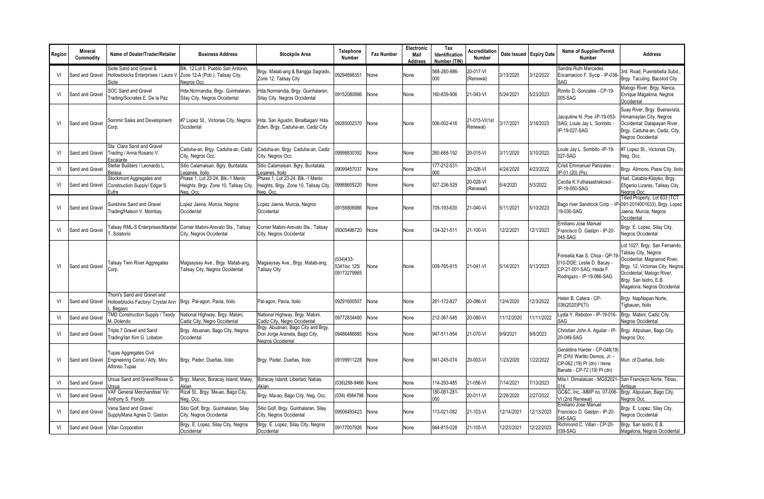| Region | Mineral Commodity | Name of Dealer/Trader/Retailer | Business Address | Stockpile Area | Telephone Number | Fax Number | Electronic Mail Address | Tax Identification Number (TIN) | Accreditation Number | Date Issued | Expiry Date | Name of Supplier/Permit Number | Address |
|---|---|---|---|---|---|---|---|---|---|---|---|---|---|
| VI | Sand and Gravel | Siote Sand and Gravel & Hollowblocks Enterprises / Laura V. Siote | Blk. 12 Lot 6, Pueblo San Antonio, Zone 12-A (Pob.), Talisay City, Negros Occ. | Brgy. Matab-ang & Bangga Sagrado, Zone 12, Talisay City | 09294898351 | None | None | 568-280-986-000 | 20-017-VI (Renewal) | 3/13/2020 | 3/12/2022 | Sandra Ruth Mercedes Encarnacion F. Sycip - IP-038-SAG | 3rd. Road, Puentebella Subd., Brgy. Taculing, Bacolod City |
| VI | Sand and Gravel | SOC Sand and Gravel Trading/Socrates E. De la Paz | Hda.Normandia, Brgy. Guinhalaran, Silay City, Negros Occidental | Hda.Normandia, Brgy. Guinhalaran, Silay City, Negros Occidental | 09152080886 | None | None | 160-839-906 | 21-043-VI | 5/24/2021 | 5/23/2023 | Ronilo D. Gonzales - CP-19-005-SAG | Malogo River, Brgy. Nanca, Enrique Magalona, Negros Occidental |
| VI | Sand and Gravel | Sommir Sales and Development Corp. | #7 Lopez St., Victorias City, Negros Occidental | Hda. San Agustin, Binalbagan/ Hda. Eden, Brgy. Caduha-an, Cadiz City | 09285002370 | None | None | 006-002-416 | 21-015-VI(1st Renewal) | 3/17/2021 | 3/16/2023 | Jacquiline N. Poe -IP-19-053-SAG; Louie Jay L. Sombito - IP-19-027-SAG | Suay River, Brgy. Buenavista, Himamaylan City, Negros Occidental; Dalapayan River, Brgy. Caduha-an, Cadiz, City, Negros Occidental |
| VI | Sand and Gravel | Sta. Clara Sand and Gravel Trading / Anna Rosario V. Escalante | Caduha-an, Brgy. Caduha-an, Cadiz City, Negros Occ. | Caduha-an, Brgy. Caduha-an, Cadiz City, Negros Occ. | 09998830392 | None | None | 260-668-192 | 20-015-VI | 3/11/2020 | 3/10/2022 | Louie Jay L. Sombito -IP-19-027-SAG | #7 Lopez St., Victorias City, Neg. Occ. |
| VI | Sand and Gravel | Stellar Builders / Leonardo L. Belasa | Sitio Calamaisan, Bgry. Buntatala, Leganes, Iloilo | Sitio Calamaisan, Bgry. Buntatala, Leganes, Iloilo | 09099457037 | None | None | 177-212-531-000 | 20-026-VI | 4/24/2020 | 4/23/2022 | Cristi Emmanuel Panizales - IP-01 (20) (Ps) | Brgy. Alimono, Passi City, Iloilo |
| VI | Sand and Gravel | Stockmont Aggregates and Construction Supply/ Edgar S. Eufre | Phase 1, Lot 23-24, Blk.-1 Menlo Heights, Brgy. Zone 10, Talisay City, Neg. Occ. | Phase 1, Lot 23-24, Blk.-1 Menlo Heights, Brgy. Zone 10, Talisay City, Neg. Occ. | 09988605220 | None | None | 927-236-529 | 20-028-VI (Renewal) | 5/4/2020 | 5/3/2022 | Cecilia K.Yuthasastrakosol - IP-19-050-SAG | Had. Catabla-Kilayko, Brgy. Efigenio Lizares, Talisay City, Negros Occ. |
| VI | Sand and Gravel | Sunshine Sand and Gravel Trading/Halson V. Mombay | Lopez Jaena, Murcia, Negros Occidental | Lopez Jaena, Murcia, Negros Occidental | 09156806986 | None | None | 705-193-630 | 21-040-VI | 5/11/2021 | 5/10/2023 | Bago river Sandrock Corp. - IP-19-030-SAG | Titled Property, Lot 633 (TCT 091-2014001633), Brgy. Lopez Jaena, Murcia, Negros Occidental |
| VI | Sand and Gravel | Talisay RML-S Enterprises/Maridel T. Solatorio | Corner Mabini-Arevalo Sts., Talisay City, Negros Occidental | Corner Mabini-Arevalo Sts., Talisay City, Negros Occidental | 09305496720 | None | None | 134-321-511 | 21-100-VI | 12/2/2021 | 12/1/2023 | Emiliano Jose Manuel Francisco D. Gastpn - IP-20-045-SAG | Brgy. E. Lopez, Silay City, Negros Occidental |
| VI | Sand and Gravel | Talisay Twin River Aggregates Corp. | Magsaysay Ave., Brgy. Matab-ang, Talisay City, Negros Occidental | Magsaysay Ave., Brgy. Matab-ang, Talisay City | (034)433-5341loc 125/ 09173279965 | None | None | 009-765-915 | 21-041-VI | 5/14/2021 | 5/13/2023 | Fonsella Kae S. Choa - QP-19-010-DOE; Leslie D. Bacay - CP-21-001-SAG; Heide F. Rodrigazo - IP-19-066-SAG | Lot 1027, Brgy. San Fernando, Talisay City, Negros Occidental; Magnanod River, Brgy. 12, Victorias City, Negros Occidental; Malogo River, Brgy. San Isidro, E.B. Magalona, Negros Occidental |
| VI | Sand and Gravel | Thom's Sand and Gravel and Hollowblocks Factory/ Crystal Ann L. Begayo | Brgy. Pal-agon, Pavia, Iloilo | Pal-agon, Pavia, Iloilo | 09291600507 | None | None | 261-172-827 | 20-086-VI | 12/4/2020 | 12/3/2022 | Helen B. Catera - CP-036(2020)PI(Ti) | Brgy. NapNapan Norte, Tigbauan, Iloilo |
| VI | Sand and Gravel | TMD Construction Supply / Teody M. Dolendo | National Highway, Brgy. Mabini, Cadiz City, Negro Occidental | National Highway, Brgy. Mabini, Cadiz City, Negro Occidental | 09772834480 | None | None | 212-367-545 | 20-080-VI | 11/12/2020 | 11/11/2022 | Lydia Y. Reboton - IP-19-016-SAG | Brgy. Mabini, Cadiz City, Negros Occidental |
| VI | Sand and Gravel | Triple 7 Gravel and Sand Trading/Ian Kim G. Lobaton | Brgy. Abuanan, Bago City, Negros Occidental | Brgy. Abuanan, Bago City and Brgy. Don Jorge Araneta, Bago City, Negros Occidental | 09486486885 | None | None | 947-511-954 | 21-070-VI | 9/9/2021 | 9/8/2023 | Christian John A. Aguilar - IP-20-049-SAG | Brgy. Atipuluan, Bago City, Negros Occ. |
| VI | Sand and Gravel | Tupas Aggregates Civil Engineering Const./ Atty. Miru Alfonso Tupas | Brgy. Pader, Dueñas, Iloilo | Brgy. Pader, Dueñas, Iloilo | 09199911228 | None | None | 941-245-074 | 20-003-VI | 1/23/2020 | 1/22/2022 | Geraldine Harder - CP-048(19) PI (Dñ)/ Warlito Demos, Jr. - CP-062 (19) PI (dn) / Irene Banate - CP-72 (19) PI (dn) | Mun. of Dueñas, Iloilo |
| VI | Sand and Gravel | Ursua Sand and Gravel/Rexes G. Ursua | Brgy. Manoc, Boracay Island, Malay, Aklan | Boracay Island, Libertad, Nabas, Aklan | (036)288-9466 | None | None | 114-293-485 | 21-056-VI | 7/14/2021 | 7/13/2023 | Mila I. Dimalaluan - MGS2021-014 | San Francisco Norte, Tibiao, Antique |
| VI | Sand and Gravel | VAF General Merchandise/ Vic Anthony S. Florido | Rizal St., Brgy. Ma-ao, Bago City, Neg. Occ. | Brgy. Ma-ao, Bago City, Neg. Occ. | (034) 4584798 | None | None | 180-081-281-000 | 20-011-VI | 2/28/2020 | 2/27/2022 | GC&C, Inc. -MMP no. 07-006-VI (2nd Renewal) | Brgy. Atipuluan, Bago City, Negros Occ. |
| VI | Sand and Gravel | Vena Sand and Gravel SupplyMaria Agnes D. Gaston | Sitio Golf, Brgy. Guinhalaran, Silay City, Negros Occidental | Sitio Golf, Brgy. Guinhalaran, Silay City, Negros Occidental | 09506493423 | None | None | 113-021-082 | 21-103-VI | 12/14/2021 | 12/13/2023 | Emiliano Jose Manuel Francisco D. Gastpn - IP-20-045-SAG | Brgy. E. Lopez, Silay City, Negros Occidental |
| VI | Sand and Gravel | Villan Corporation | Brgy. E. Lopez, Silay City, Negros Occidental | Brgy. E. Lopez, Silay City, Negros Occidental | 09177007926 | None | None | 944-815-028 | 21-105-VI | 12/23/2021 | 12/22/2023 | Richmond C. Villan - CP-20-039-SAG | Brgy. San Isidro, E.B. Magalona, Negros Occidental |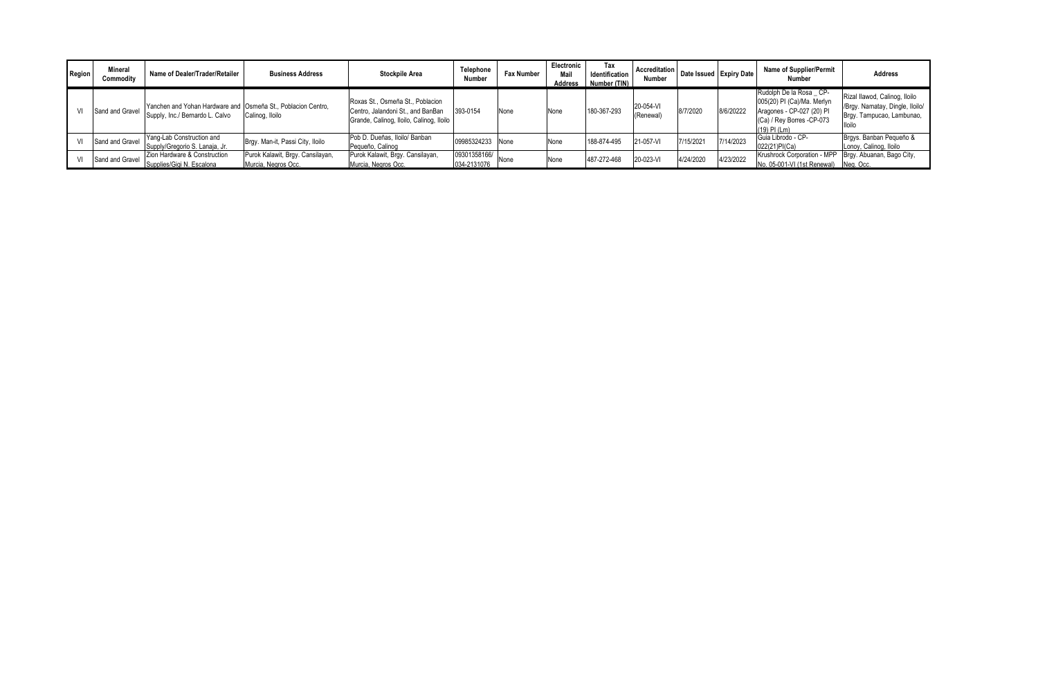| Region | Mineral Commodity | Name of Dealer/Trader/Retailer | Business Address | Stockpile Area | Telephone Number | Fax Number | Electronic Mail Address | Tax Identification Number (TIN) | Accreditation Number | Date Issued | Expiry Date | Name of Supplier/Permit Number | Address |
|---|---|---|---|---|---|---|---|---|---|---|---|---|---|
| VI | Sand and Gravel | Yanchen and Yohan Hardware and Supply, Inc./ Bernardo L. Calvo | Osmeña St., Poblacion Centro, Calinog, Iloilo | Roxas St., Osmeña St., Poblacion Centro, Jalandoni St., and BanBan Grande, Calinog, Iloilo, Calinog, Iloilo | 393-0154 | None | None | 180-367-293 | 20-054-VI (Renewal) | 8/7/2020 | 8/6/20222 | Rudolph De la Rosa _ CP-005(20) PI (Ca)/Ma. Merlyn Aragones - CP-027 (20) PI (Ca) / Rey Borres -CP-073 (19) PI (Lm) | Rizal Ilawod, Calinog, Iloilo /Brgy. Namatay, Dingle, Iloilo/ Brgy. Tampucao, Lambunao, Iloilo |
| VI | Sand and Gravel | Yang-Lab Construction and Supply/Gregorio S. Lanaja, Jr. | Brgy. Man-it, Passi City, Iloilo | Pob D. Dueñas, Iloilo/ Banban Pequeño, Calinog | 09985324233 | None | None | 188-874-495 | 21-057-VI | 7/15/2021 | 7/14/2023 | Guia Librodo - CP-022(21)PI(Ca) | Brgys. Banban Pequeño & Lonoy, Calinog, Iloilo |
| VI | Sand and Gravel | Zion Hardware & Construction Supplies/Gigi N. Escalona | Purok Kalawit, Brgy. Cansilayan, Murcia, Negros Occ. | Purok Kalawit, Brgy. Cansilayan, Murcia, Negros Occ. | 09301358166/ 034-2131076 | None | None | 487-272-468 | 20-023-VI | 4/24/2020 | 4/23/2022 | Krushrock Corporation - MPP No. 05-001-VI (1st Renewal) | Brgy. Abuanan, Bago City, Neg. Occ. |